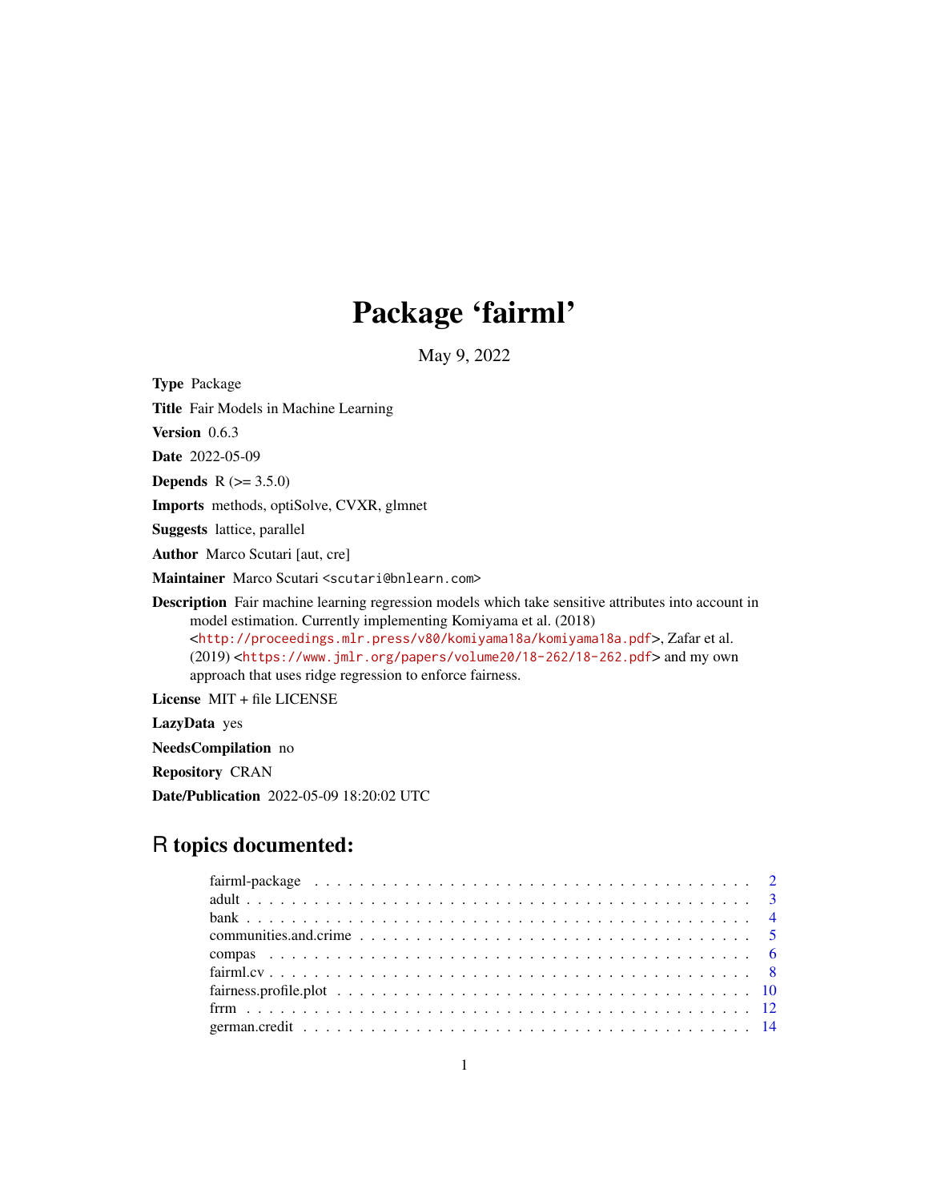# Package 'fairml'

May 9, 2022

**Type** Package

**Title** Fair Models in Machine Learning

**Version** 0.6.3

**Date** 2022-05-09

**Depends** R (>= 3.5.0)

**Imports** methods, optiSolve, CVXR, glmnet

**Suggests** lattice, parallel

**Author** Marco Scutari [aut, cre]

**Maintainer** Marco Scutari <scutari@bnlearn.com>

**Description** Fair machine learning regression models which take sensitive attributes into account in model estimation. Currently implementing Komiyama et al. (2018) <http://proceedings.mlr.press/v80/komiyama18a/komiyama18a.pdf>, Zafar et al. (2019) <https://www.jmlr.org/papers/volume20/18-262/18-262.pdf> and my own approach that uses ridge regression to enforce fairness.

**License** MIT + file LICENSE

**LazyData** yes

**NeedsCompilation** no

**Repository** CRAN

**Date/Publication** 2022-05-09 18:20:02 UTC

## R topics documented:

- fairml-package . . . . . . . . . . . . . . . . . . . . . . . . . . . . . . . . . . . . . 2
- adult . . . . . . . . . . . . . . . . . . . . . . . . . . . . . . . . . . . . . . . . . . . 3
- bank . . . . . . . . . . . . . . . . . . . . . . . . . . . . . . . . . . . . . . . . . . . 4
- communities.and.crime . . . . . . . . . . . . . . . . . . . . . . . . . . . . . . . . . 5
- compas . . . . . . . . . . . . . . . . . . . . . . . . . . . . . . . . . . . . . . . . . . 6
- fairml.cv . . . . . . . . . . . . . . . . . . . . . . . . . . . . . . . . . . . . . . . . . 8
- fairness.profile.plot . . . . . . . . . . . . . . . . . . . . . . . . . . . . . . . . . . . 10
- frrm . . . . . . . . . . . . . . . . . . . . . . . . . . . . . . . . . . . . . . . . . . . 12
- german.credit . . . . . . . . . . . . . . . . . . . . . . . . . . . . . . . . . . . . . . 14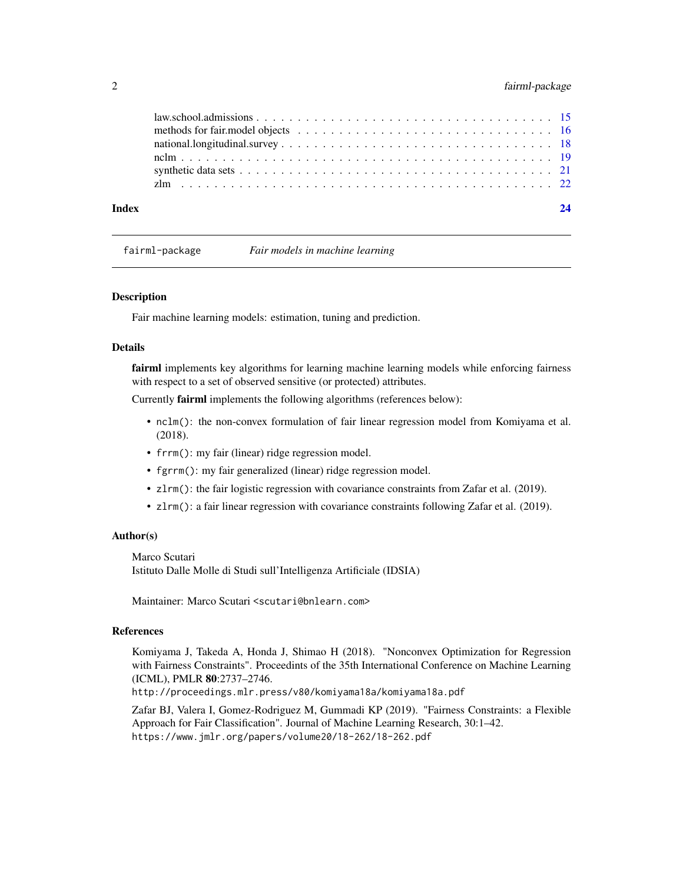| | |
|---|---|
| law.school.admissions | 15 |
| methods for fair.model objects | 16 |
| national.longitudinal.survey | 18 |
| nclm | 19 |
| synthetic data sets | 21 |
| zlm | 22 |

**Index** **24**

---

`fairml-package` *Fair models in machine learning*

---

### Description

Fair machine learning models: estimation, tuning and prediction.

### Details

**fairml** implements key algorithms for learning machine learning models while enforcing fairness with respect to a set of observed sensitive (or protected) attributes.

Currently **fairml** implements the following algorithms (references below):

- `nclm()`: the non-convex formulation of fair linear regression model from Komiyama et al. (2018).
- `frrm()`: my fair (linear) ridge regression model.
- `fgrrm()`: my fair generalized (linear) ridge regression model.
- `zlrm()`: the fair logistic regression with covariance constraints from Zafar et al. (2019).
- `zlrm()`: a fair linear regression with covariance constraints following Zafar et al. (2019).

### Author(s)

Marco Scutari
Istituto Dalle Molle di Studi sull'Intelligenza Artificiale (IDSIA)

Maintainer: Marco Scutari <scutari@bnlearn.com>

### References

Komiyama J, Takeda A, Honda J, Shimao H (2018). "Nonconvex Optimization for Regression with Fairness Constraints". Proceedints of the 35th International Conference on Machine Learning (ICML), PMLR **80**:2737–2746.
`http://proceedings.mlr.press/v80/komiyama18a/komiyama18a.pdf`

Zafar BJ, Valera I, Gomez-Rodriguez M, Gummadi KP (2019). "Fairness Constraints: a Flexible Approach for Fair Classification". Journal of Machine Learning Research, 30:1–42.
`https://www.jmlr.org/papers/volume20/18-262/18-262.pdf`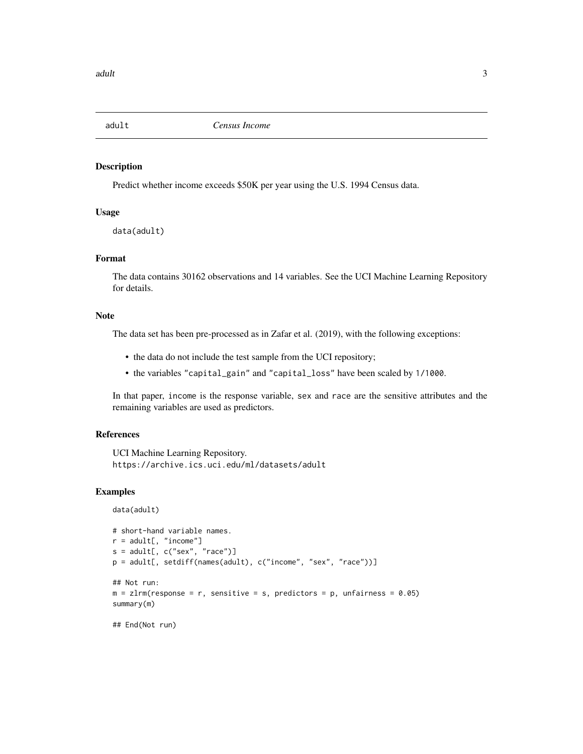## adult — *Census Income*

### Description

Predict whether income exceeds $50K per year using the U.S. 1994 Census data.

### Usage

```
data(adult)
```

### Format

The data contains 30162 observations and 14 variables. See the UCI Machine Learning Repository for details.

### Note

The data set has been pre-processed as in Zafar et al. (2019), with the following exceptions:

- the data do not include the test sample from the UCI repository;
- the variables `"capital_gain"` and `"capital_loss"` have been scaled by `1/1000`.

In that paper, `income` is the response variable, `sex` and `race` are the sensitive attributes and the remaining variables are used as predictors.

### References

UCI Machine Learning Repository.
`https://archive.ics.uci.edu/ml/datasets/adult`

### Examples

```
data(adult)

# short-hand variable names.
r = adult[, "income"]
s = adult[, c("sex", "race")]
p = adult[, setdiff(names(adult), c("income", "sex", "race"))]

## Not run:
m = zlrm(response = r, sensitive = s, predictors = p, unfairness = 0.05)
summary(m)

## End(Not run)
```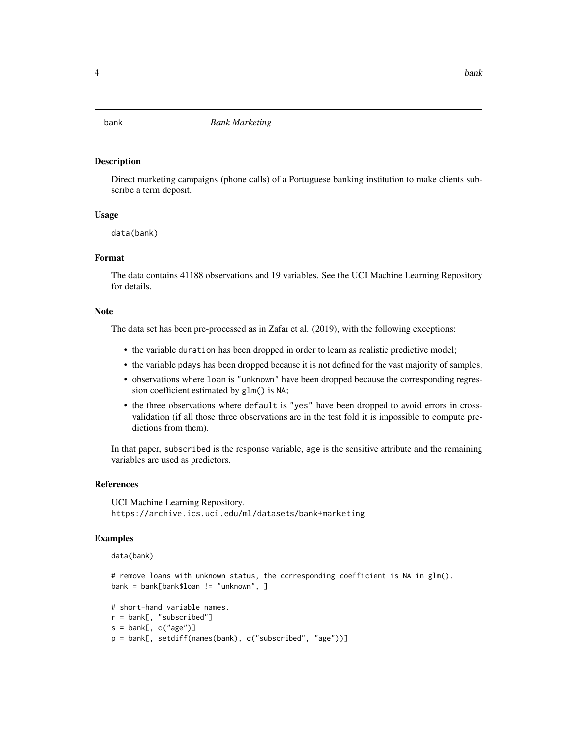bank *Bank Marketing*

## Description

Direct marketing campaigns (phone calls) of a Portuguese banking institution to make clients subscribe a term deposit.

## Usage

```
data(bank)
```

## Format

The data contains 41188 observations and 19 variables. See the UCI Machine Learning Repository for details.

## Note

The data set has been pre-processed as in Zafar et al. (2019), with the following exceptions:

- the variable `duration` has been dropped in order to learn as realistic predictive model;
- the variable `pdays` has been dropped because it is not defined for the vast majority of samples;
- observations where `loan` is `"unknown"` have been dropped because the corresponding regression coefficient estimated by `glm()` is `NA`;
- the three observations where `default` is `"yes"` have been dropped to avoid errors in cross-validation (if all those three observations are in the test fold it is impossible to compute predictions from them).

In that paper, `subscribed` is the response variable, `age` is the sensitive attribute and the remaining variables are used as predictors.

## References

UCI Machine Learning Repository.
`https://archive.ics.uci.edu/ml/datasets/bank+marketing`

## Examples

```
data(bank)

# remove loans with unknown status, the corresponding coefficient is NA in glm().
bank = bank[bank$loan != "unknown", ]

# short-hand variable names.
r = bank[, "subscribed"]
s = bank[, c("age")]
p = bank[, setdiff(names(bank), c("subscribed", "age"))]
```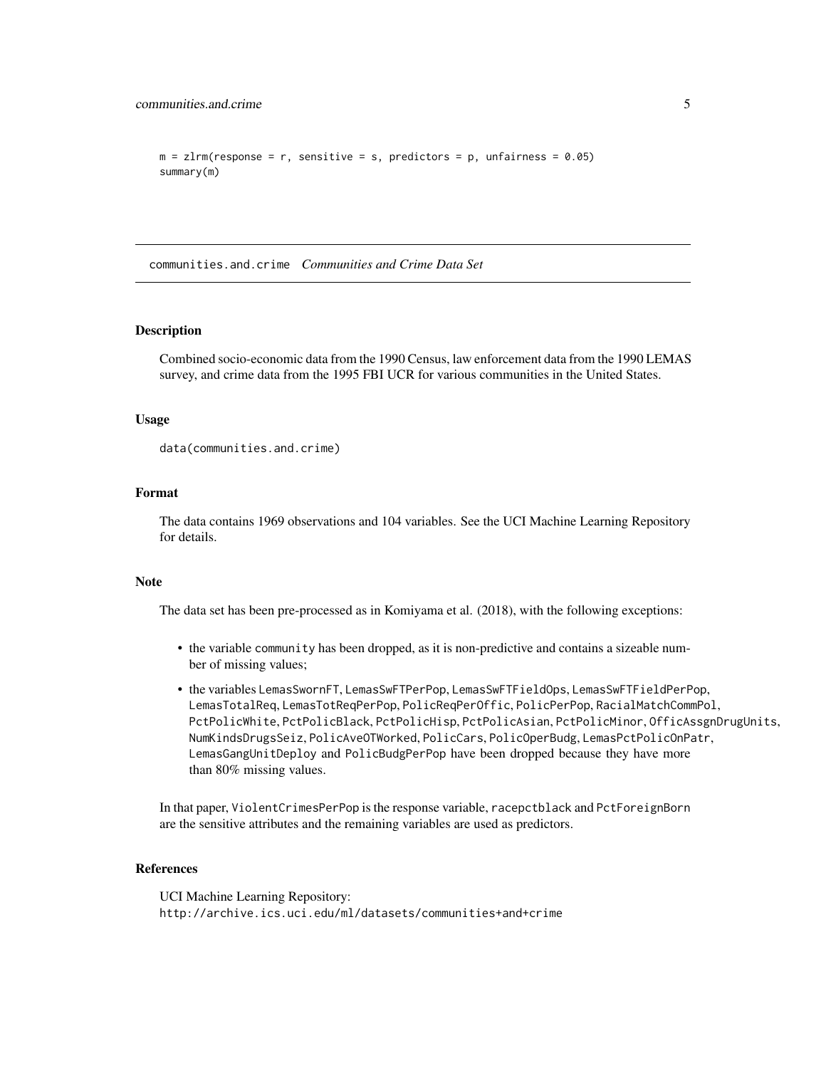```
m = zlrm(response = r, sensitive = s, predictors = p, unfairness = 0.05)
summary(m)
```

## communities.and.crime *Communities and Crime Data Set*

### Description

Combined socio-economic data from the 1990 Census, law enforcement data from the 1990 LEMAS survey, and crime data from the 1995 FBI UCR for various communities in the United States.

### Usage

```
data(communities.and.crime)
```

### Format

The data contains 1969 observations and 104 variables. See the UCI Machine Learning Repository for details.

### Note

The data set has been pre-processed as in Komiyama et al. (2018), with the following exceptions:

- the variable `community` has been dropped, as it is non-predictive and contains a sizeable number of missing values;
- the variables `LemasSwornFT`, `LemasSwFTPerPop`, `LemasSwFTFieldOps`, `LemasSwFTFieldPerPop`, `LemasTotalReq`, `LemasTotReqPerPop`, `PolicReqPerOffic`, `PolicPerPop`, `RacialMatchCommPol`, `PctPolicWhite`, `PctPolicBlack`, `PctPolicHisp`, `PctPolicAsian`, `PctPolicMinor`, `OfficAssgnDrugUnits`, `NumKindsDrugsSeiz`, `PolicAveOTWorked`, `PolicCars`, `PolicOperBudg`, `LemasPctPolicOnPatr`, `LemasGangUnitDeploy` and `PolicBudgPerPop` have been dropped because they have more than 80% missing values.

In that paper, `ViolentCrimesPerPop` is the response variable, `racepctblack` and `PctForeignBorn` are the sensitive attributes and the remaining variables are used as predictors.

### References

UCI Machine Learning Repository:
`http://archive.ics.uci.edu/ml/datasets/communities+and+crime`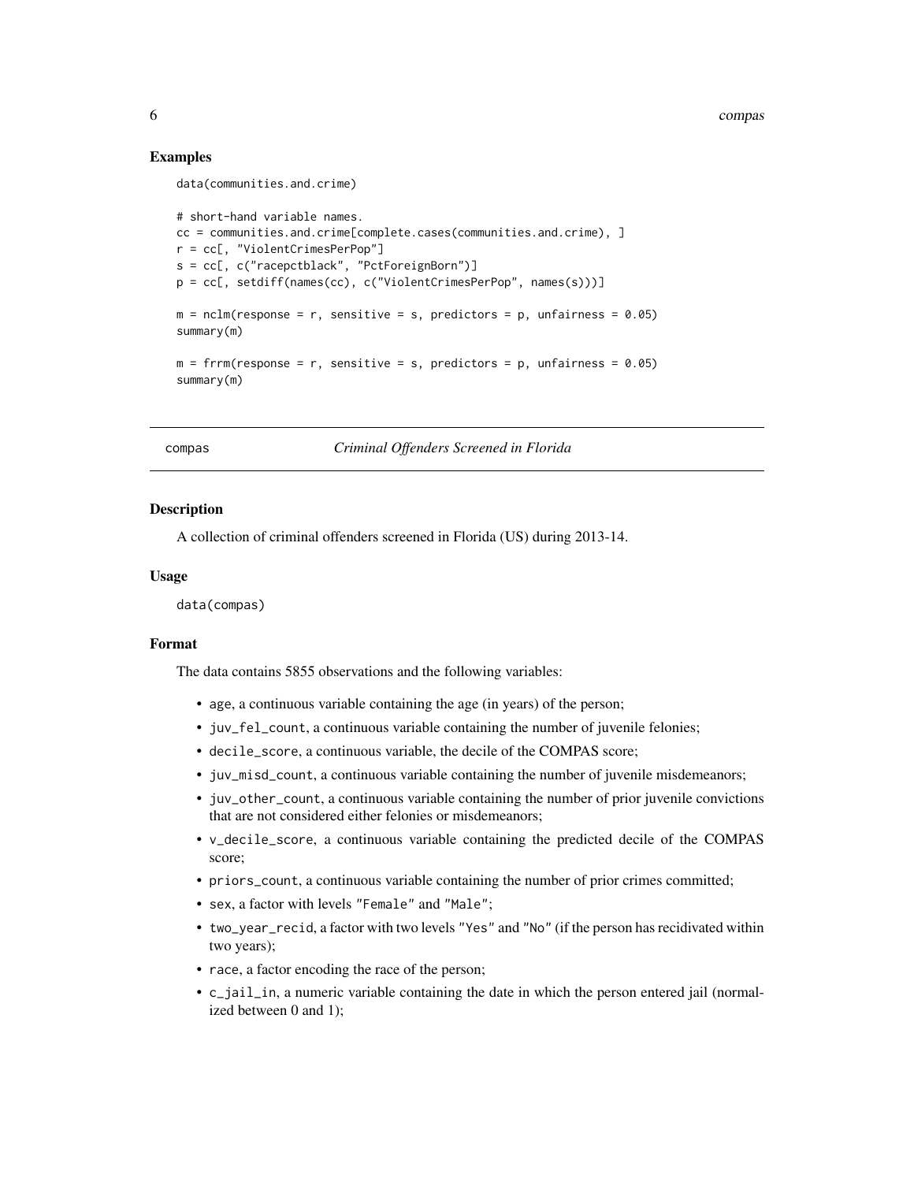### Examples

```
data(communities.and.crime)

# short-hand variable names.
cc = communities.and.crime[complete.cases(communities.and.crime), ]
r = cc[, "ViolentCrimesPerPop"]
s = cc[, c("racepctblack", "PctForeignBorn")]
p = cc[, setdiff(names(cc), c("ViolentCrimesPerPop", names(s)))]

m = nclm(response = r, sensitive = s, predictors = p, unfairness = 0.05)
summary(m)

m = frrm(response = r, sensitive = s, predictors = p, unfairness = 0.05)
summary(m)
```

---

## compas — *Criminal Offenders Screened in Florida*

---

### Description

A collection of criminal offenders screened in Florida (US) during 2013-14.

### Usage

```
data(compas)
```

### Format

The data contains 5855 observations and the following variables:

- `age`, a continuous variable containing the age (in years) of the person;
- `juv_fel_count`, a continuous variable containing the number of juvenile felonies;
- `decile_score`, a continuous variable, the decile of the COMPAS score;
- `juv_misd_count`, a continuous variable containing the number of juvenile misdemeanors;
- `juv_other_count`, a continuous variable containing the number of prior juvenile convictions that are not considered either felonies or misdemeanors;
- `v_decile_score`, a continuous variable containing the predicted decile of the COMPAS score;
- `priors_count`, a continuous variable containing the number of prior crimes committed;
- `sex`, a factor with levels `"Female"` and `"Male"`;
- `two_year_recid`, a factor with two levels `"Yes"` and `"No"` (if the person has recidivated within two years);
- `race`, a factor encoding the race of the person;
- `c_jail_in`, a numeric variable containing the date in which the person entered jail (normalized between 0 and 1);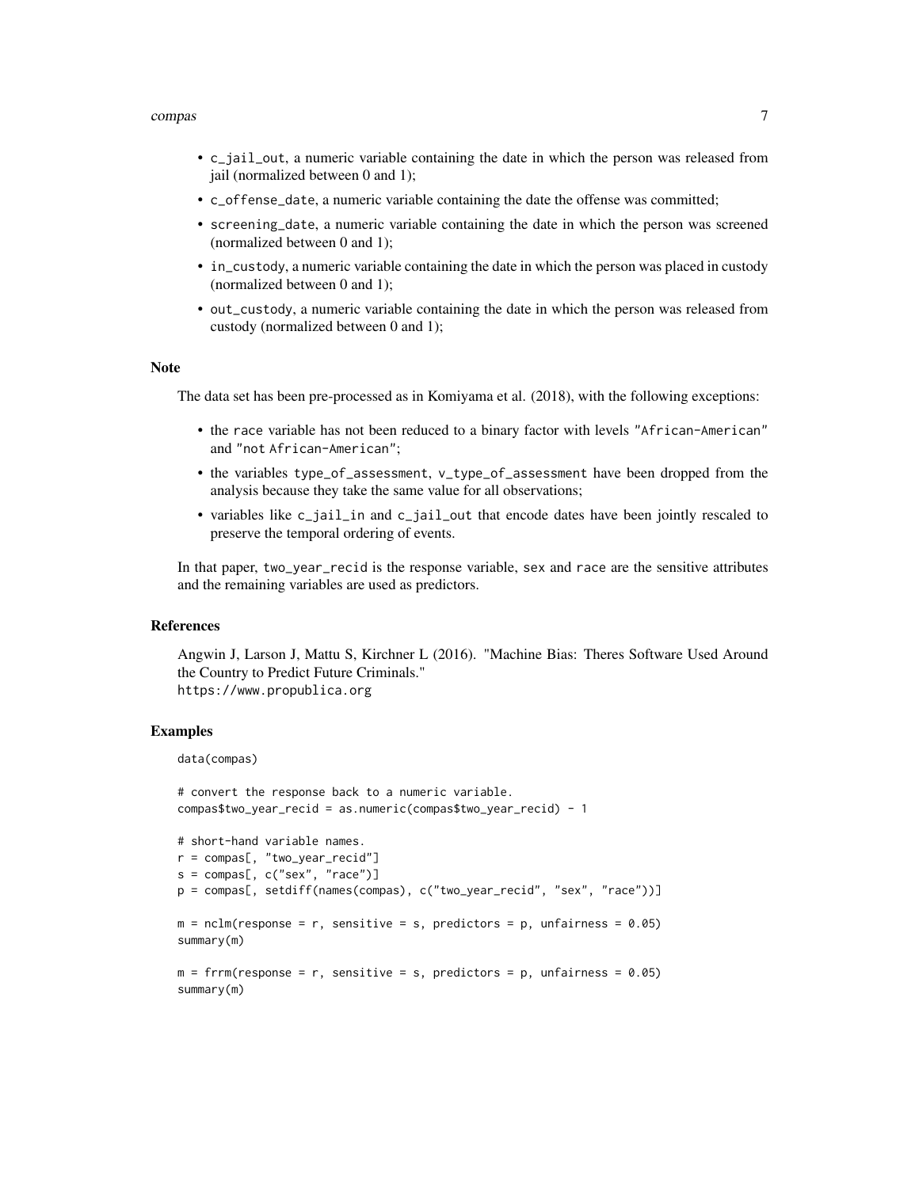- `c_jail_out`, a numeric variable containing the date in which the person was released from jail (normalized between 0 and 1);
- `c_offense_date`, a numeric variable containing the date the offense was committed;
- `screening_date`, a numeric variable containing the date in which the person was screened (normalized between 0 and 1);
- `in_custody`, a numeric variable containing the date in which the person was placed in custody (normalized between 0 and 1);
- `out_custody`, a numeric variable containing the date in which the person was released from custody (normalized between 0 and 1);

### Note

The data set has been pre-processed as in Komiyama et al. (2018), with the following exceptions:

- the `race` variable has not been reduced to a binary factor with levels `"African-American"` and `"not African-American"`;
- the variables `type_of_assessment`, `v_type_of_assessment` have been dropped from the analysis because they take the same value for all observations;
- variables like `c_jail_in` and `c_jail_out` that encode dates have been jointly rescaled to preserve the temporal ordering of events.

In that paper, `two_year_recid` is the response variable, `sex` and `race` are the sensitive attributes and the remaining variables are used as predictors.

### References

Angwin J, Larson J, Mattu S, Kirchner L (2016). "Machine Bias: Theres Software Used Around the Country to Predict Future Criminals."
`https://www.propublica.org`

### Examples

```
data(compas)

# convert the response back to a numeric variable.
compas$two_year_recid = as.numeric(compas$two_year_recid) - 1

# short-hand variable names.
r = compas[, "two_year_recid"]
s = compas[, c("sex", "race")]
p = compas[, setdiff(names(compas), c("two_year_recid", "sex", "race"))]

m = nclm(response = r, sensitive = s, predictors = p, unfairness = 0.05)
summary(m)

m = frrm(response = r, sensitive = s, predictors = p, unfairness = 0.05)
summary(m)
```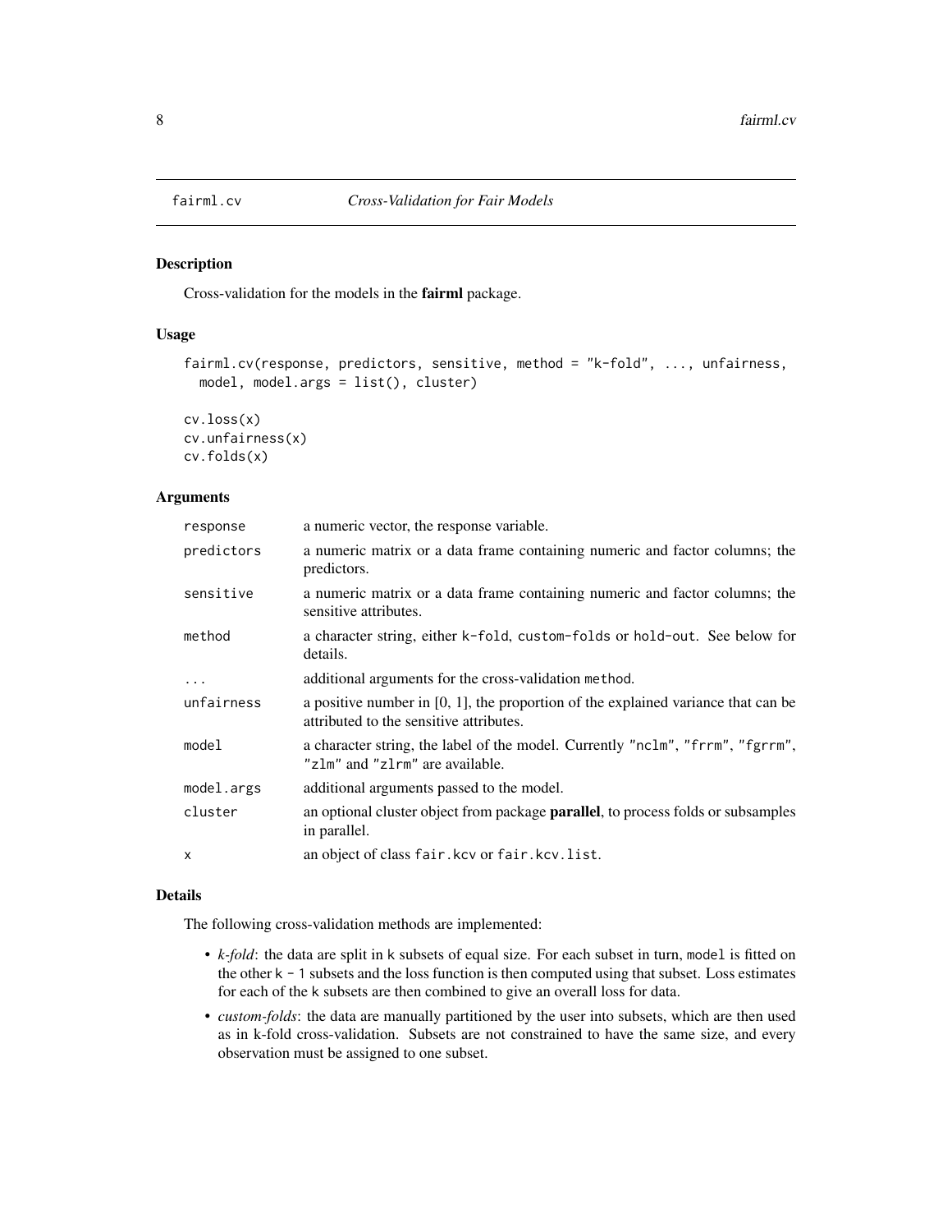fairml.cv *Cross-Validation for Fair Models*

## Description

Cross-validation for the models in the **fairml** package.

## Usage

```
fairml.cv(response, predictors, sensitive, method = "k-fold", ..., unfairness,
  model, model.args = list(), cluster)

cv.loss(x)
cv.unfairness(x)
cv.folds(x)
```

## Arguments

| | |
|---|---|
| `response` | a numeric vector, the response variable. |
| `predictors` | a numeric matrix or a data frame containing numeric and factor columns; the predictors. |
| `sensitive` | a numeric matrix or a data frame containing numeric and factor columns; the sensitive attributes. |
| `method` | a character string, either `k-fold`, `custom-folds` or `hold-out`. See below for details. |
| `...` | additional arguments for the cross-validation `method`. |
| `unfairness` | a positive number in [0, 1], the proportion of the explained variance that can be attributed to the sensitive attributes. |
| `model` | a character string, the label of the model. Currently `"nclm"`, `"frrm"`, `"fgrrm"`, `"zlm"` and `"zlrm"` are available. |
| `model.args` | additional arguments passed to the model. |
| `cluster` | an optional cluster object from package **parallel**, to process folds or subsamples in parallel. |
| `x` | an object of class `fair.kcv` or `fair.kcv.list`. |

## Details

The following cross-validation methods are implemented:

- *k-fold*: the data are split in `k` subsets of equal size. For each subset in turn, `model` is fitted on the other `k - 1` subsets and the loss function is then computed using that subset. Loss estimates for each of the `k` subsets are then combined to give an overall loss for data.
- *custom-folds*: the data are manually partitioned by the user into subsets, which are then used as in k-fold cross-validation. Subsets are not constrained to have the same size, and every observation must be assigned to one subset.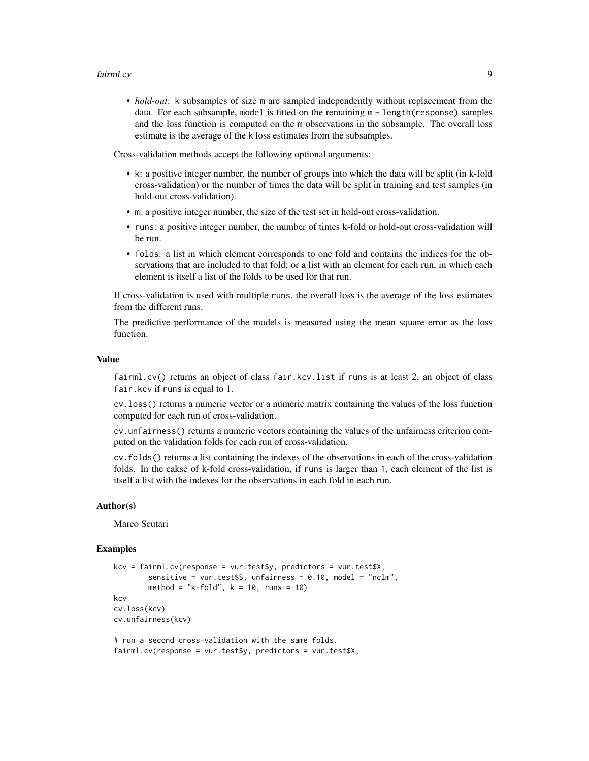- *hold-out*: `k` subsamples of size `m` are sampled independently without replacement from the data. For each subsample, `model` is fitted on the remaining `m - length(response)` samples and the loss function is computed on the `m` observations in the subsample. The overall loss estimate is the average of the `k` loss estimates from the subsamples.

Cross-validation methods accept the following optional arguments:

- `k`: a positive integer number, the number of groups into which the data will be split (in k-fold cross-validation) or the number of times the data will be split in training and test samples (in hold-out cross-validation).
- `m`: a positive integer number, the size of the test set in hold-out cross-validation.
- `runs`: a positive integer number, the number of times k-fold or hold-out cross-validation will be run.
- `folds`: a list in which element corresponds to one fold and contains the indices for the observations that are included to that fold; or a list with an element for each run, in which each element is itself a list of the folds to be used for that run.

If cross-validation is used with multiple `runs`, the overall loss is the average of the loss estimates from the different runs.

The predictive performance of the models is measured using the mean square error as the loss function.

### Value

`fairml.cv()` returns an object of class `fair.kcv.list` if `runs` is at least 2, an object of class `fair.kcv` if `runs` is equal to 1.

`cv.loss()` returns a numeric vector or a numeric matrix containing the values of the loss function computed for each run of cross-validation.

`cv.unfairness()` returns a numeric vectors containing the values of the unfairness criterion computed on the validation folds for each run of cross-validation.

`cv.folds()` returns a list containing the indexes of the observations in each of the cross-validation folds. In the cakse of k-fold cross-validation, if `runs` is larger than `1`, each element of the list is itself a list with the indexes for the observations in each fold in each run.

### Author(s)

Marco Scutari

### Examples

```
kcv = fairml.cv(response = vur.test$y, predictors = vur.test$X,
        sensitive = vur.test$S, unfairness = 0.10, model = "nclm",
        method = "k-fold", k = 10, runs = 10)
kcv
cv.loss(kcv)
cv.unfairness(kcv)

# run a second cross-validation with the same folds.
fairml.cv(response = vur.test$y, predictors = vur.test$X,
```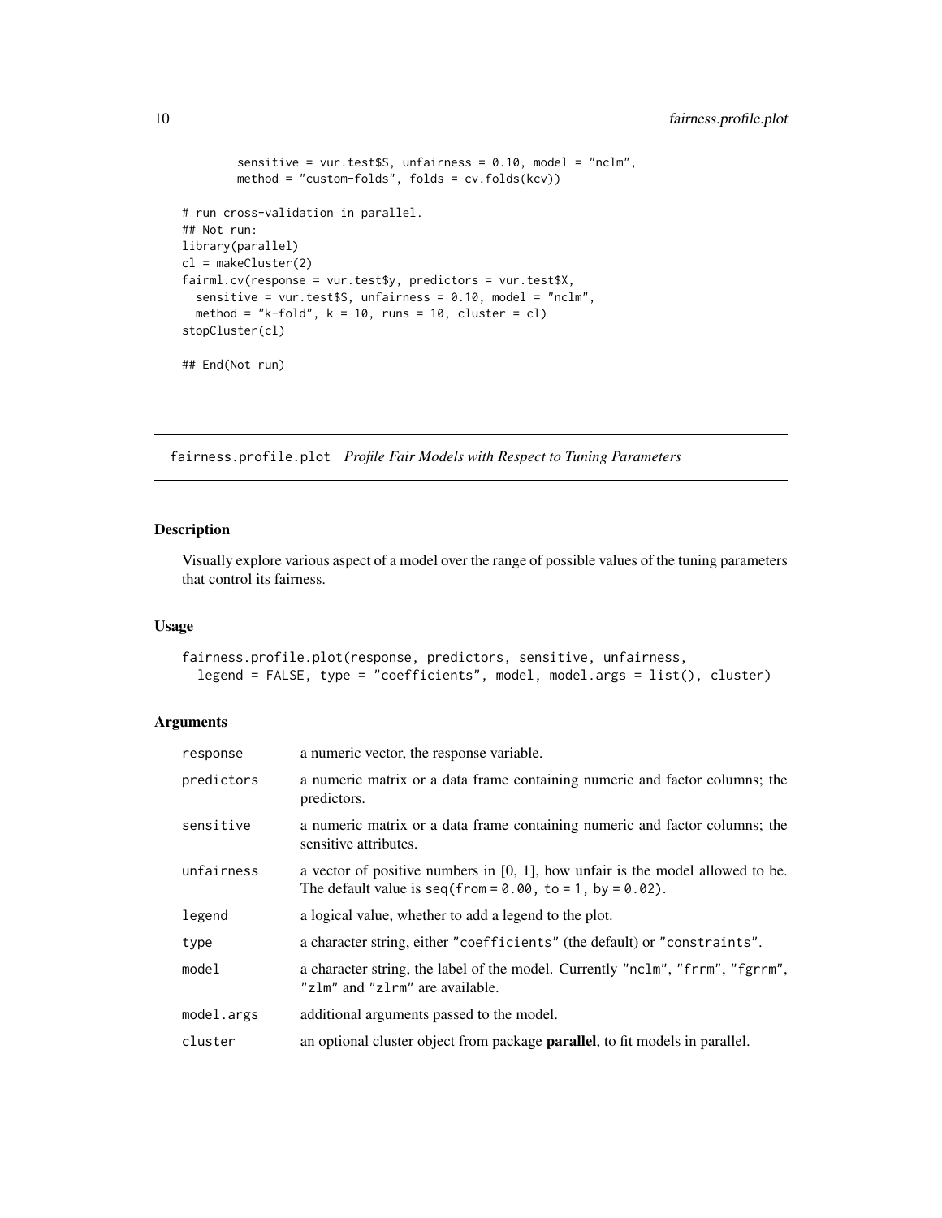```
        sensitive = vur.test$S, unfairness = 0.10, model = "nclm",
        method = "custom-folds", folds = cv.folds(kcv))

# run cross-validation in parallel.
## Not run:
library(parallel)
cl = makeCluster(2)
fairml.cv(response = vur.test$y, predictors = vur.test$X,
  sensitive = vur.test$S, unfairness = 0.10, model = "nclm",
  method = "k-fold", k = 10, runs = 10, cluster = cl)
stopCluster(cl)

## End(Not run)
```

---

## fairness.profile.plot *Profile Fair Models with Respect to Tuning Parameters*

---

### Description

Visually explore various aspect of a model over the range of possible values of the tuning parameters that control its fairness.

### Usage

```
fairness.profile.plot(response, predictors, sensitive, unfairness,
  legend = FALSE, type = "coefficients", model, model.args = list(), cluster)
```

### Arguments

| | |
|---|---|
| `response` | a numeric vector, the response variable. |
| `predictors` | a numeric matrix or a data frame containing numeric and factor columns; the predictors. |
| `sensitive` | a numeric matrix or a data frame containing numeric and factor columns; the sensitive attributes. |
| `unfairness` | a vector of positive numbers in [0, 1], how unfair is the model allowed to be. The default value is `seq(from = 0.00, to = 1, by = 0.02)`. |
| `legend` | a logical value, whether to add a legend to the plot. |
| `type` | a character string, either `"coefficients"` (the default) or `"constraints"`. |
| `model` | a character string, the label of the model. Currently `"nclm"`, `"frrm"`, `"fgrrm"`, `"zlm"` and `"zlrm"` are available. |
| `model.args` | additional arguments passed to the model. |
| `cluster` | an optional cluster object from package **parallel**, to fit models in parallel. |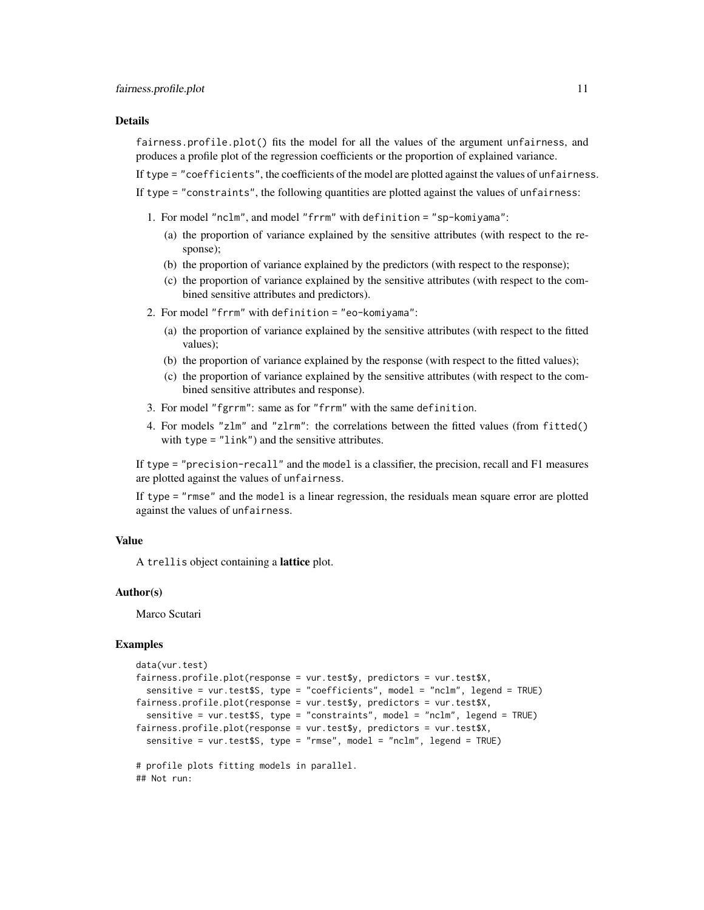## Details

`fairness.profile.plot()` fits the model for all the values of the argument `unfairness`, and produces a profile plot of the regression coefficients or the proportion of explained variance.

If `type = "coefficients"`, the coefficients of the model are plotted against the values of `unfairness`.

If `type = "constraints"`, the following quantities are plotted against the values of `unfairness`:

1. For model `"nclm"`, and model `"frrm"` with `definition = "sp-komiyama"`:
   (a) the proportion of variance explained by the sensitive attributes (with respect to the response);
   (b) the proportion of variance explained by the predictors (with respect to the response);
   (c) the proportion of variance explained by the sensitive attributes (with respect to the combined sensitive attributes and predictors).
2. For model `"frrm"` with `definition = "eo-komiyama"`:
   (a) the proportion of variance explained by the sensitive attributes (with respect to the fitted values);
   (b) the proportion of variance explained by the response (with respect to the fitted values);
   (c) the proportion of variance explained by the sensitive attributes (with respect to the combined sensitive attributes and response).
3. For model `"fgrrm"`: same as for `"frrm"` with the same `definition`.
4. For models `"zlm"` and `"zlrm"`: the correlations between the fitted values (from `fitted()` with `type = "link"`) and the sensitive attributes.

If `type = "precision-recall"` and the `model` is a classifier, the precision, recall and F1 measures are plotted against the values of `unfairness`.

If `type = "rmse"` and the `model` is a linear regression, the residuals mean square error are plotted against the values of `unfairness`.

## Value

A `trellis` object containing a **lattice** plot.

## Author(s)

Marco Scutari

## Examples

```
data(vur.test)
fairness.profile.plot(response = vur.test$y, predictors = vur.test$X,
  sensitive = vur.test$S, type = "coefficients", model = "nclm", legend = TRUE)
fairness.profile.plot(response = vur.test$y, predictors = vur.test$X,
  sensitive = vur.test$S, type = "constraints", model = "nclm", legend = TRUE)
fairness.profile.plot(response = vur.test$y, predictors = vur.test$X,
  sensitive = vur.test$S, type = "rmse", model = "nclm", legend = TRUE)

# profile plots fitting models in parallel.
## Not run:
```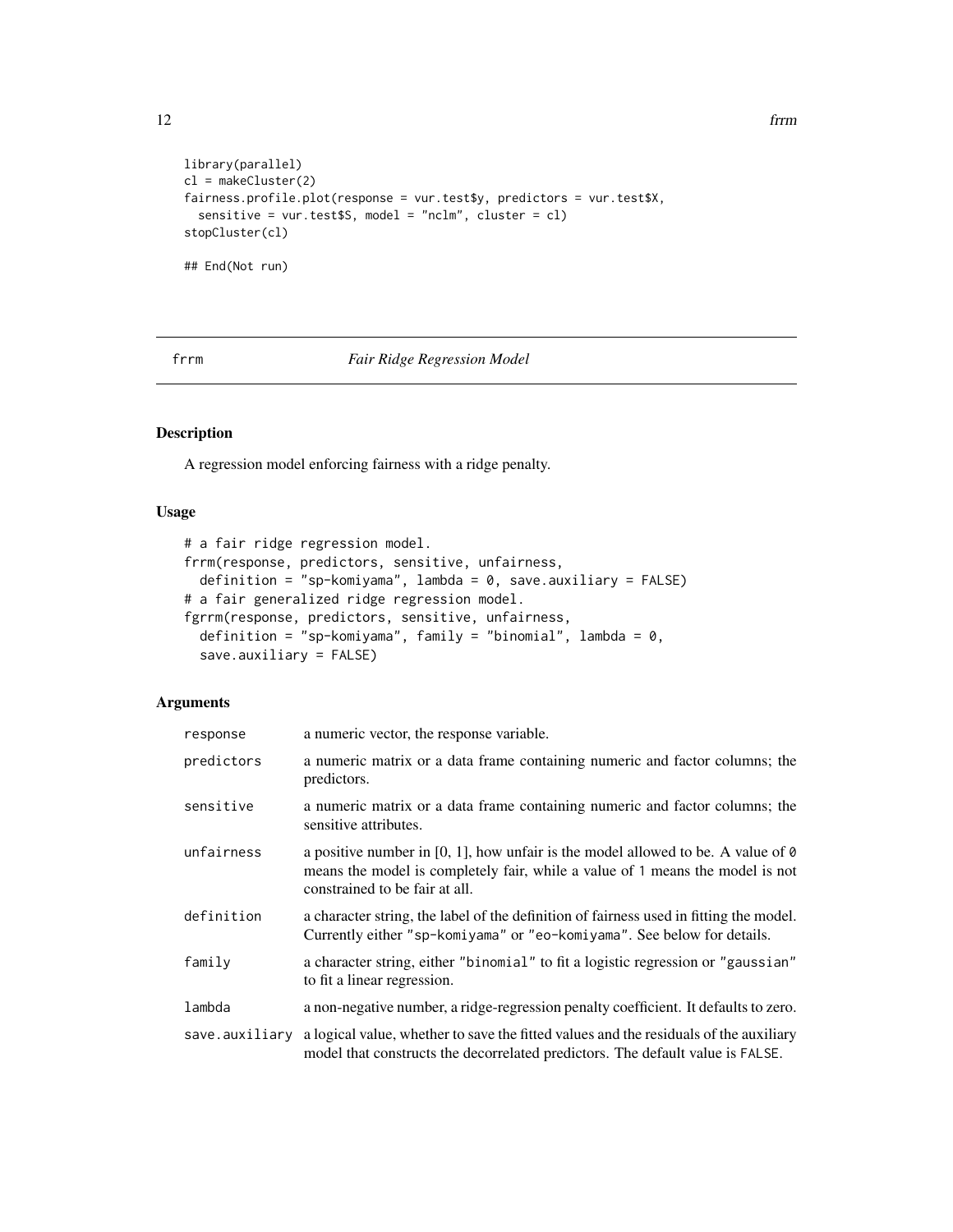```
library(parallel)
cl = makeCluster(2)
fairness.profile.plot(response = vur.test$y, predictors = vur.test$X,
  sensitive = vur.test$S, model = "nclm", cluster = cl)
stopCluster(cl)

## End(Not run)
```

## frrm *Fair Ridge Regression Model*

### Description

A regression model enforcing fairness with a ridge penalty.

### Usage

```
# a fair ridge regression model.
frrm(response, predictors, sensitive, unfairness,
  definition = "sp-komiyama", lambda = 0, save.auxiliary = FALSE)
# a fair generalized ridge regression model.
fgrrm(response, predictors, sensitive, unfairness,
  definition = "sp-komiyama", family = "binomial", lambda = 0,
  save.auxiliary = FALSE)
```

### Arguments

| | |
|---|---|
| `response` | a numeric vector, the response variable. |
| `predictors` | a numeric matrix or a data frame containing numeric and factor columns; the predictors. |
| `sensitive` | a numeric matrix or a data frame containing numeric and factor columns; the sensitive attributes. |
| `unfairness` | a positive number in [0, 1], how unfair is the model allowed to be. A value of `0` means the model is completely fair, while a value of `1` means the model is not constrained to be fair at all. |
| `definition` | a character string, the label of the definition of fairness used in fitting the model. Currently either `"sp-komiyama"` or `"eo-komiyama"`. See below for details. |
| `family` | a character string, either `"binomial"` to fit a logistic regression or `"gaussian"` to fit a linear regression. |
| `lambda` | a non-negative number, a ridge-regression penalty coefficient. It defaults to zero. |
| `save.auxiliary` | a logical value, whether to save the fitted values and the residuals of the auxiliary model that constructs the decorrelated predictors. The default value is `FALSE`. |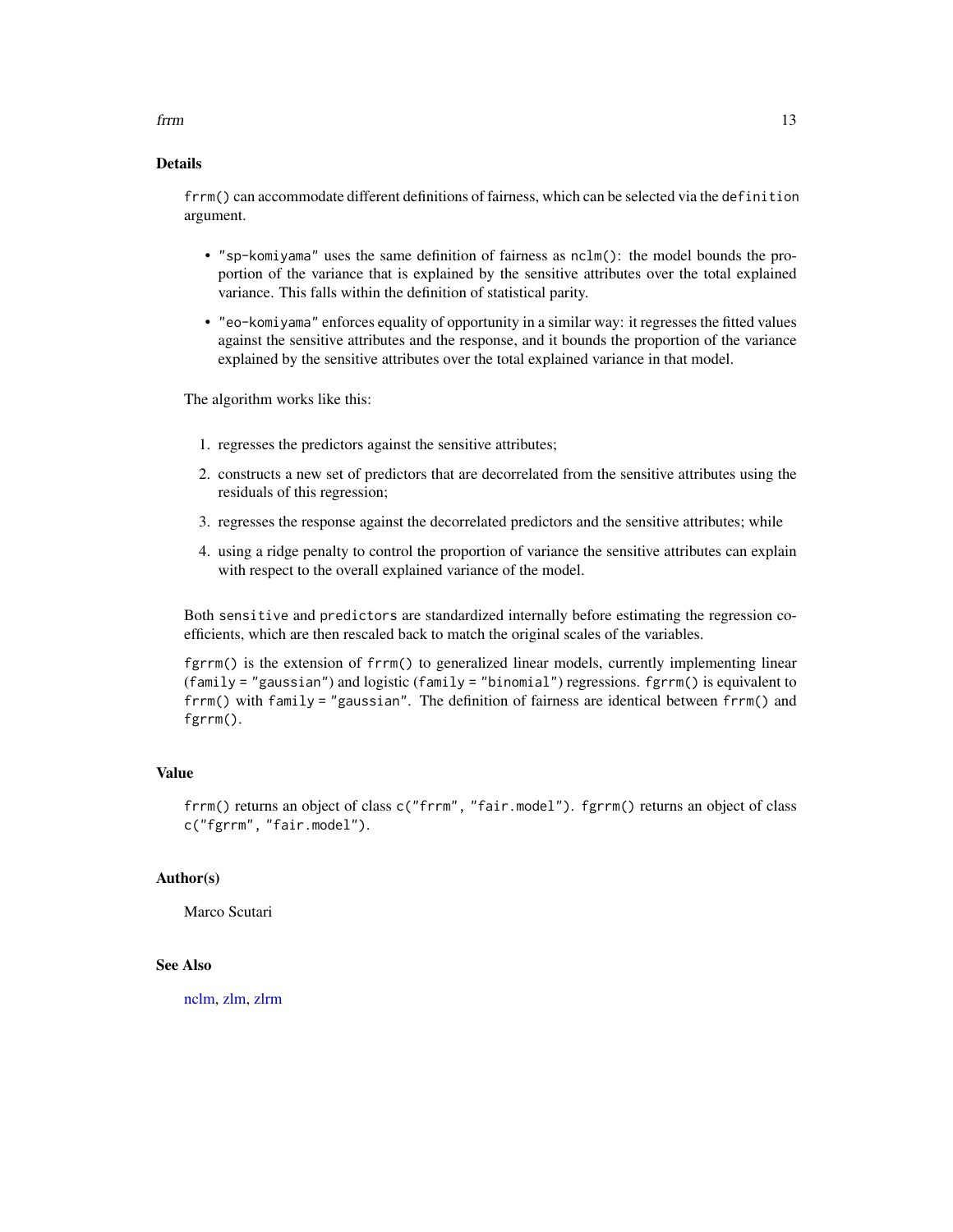### Details

`frrm()` can accommodate different definitions of fairness, which can be selected via the `definition` argument.

- `"sp-komiyama"` uses the same definition of fairness as `nclm()`: the model bounds the proportion of the variance that is explained by the sensitive attributes over the total explained variance. This falls within the definition of statistical parity.
- `"eo-komiyama"` enforces equality of opportunity in a similar way: it regresses the fitted values against the sensitive attributes and the response, and it bounds the proportion of the variance explained by the sensitive attributes over the total explained variance in that model.

The algorithm works like this:

1. regresses the predictors against the sensitive attributes;
2. constructs a new set of predictors that are decorrelated from the sensitive attributes using the residuals of this regression;
3. regresses the response against the decorrelated predictors and the sensitive attributes; while
4. using a ridge penalty to control the proportion of variance the sensitive attributes can explain with respect to the overall explained variance of the model.

Both `sensitive` and `predictors` are standardized internally before estimating the regression coefficients, which are then rescaled back to match the original scales of the variables.

`fgrrm()` is the extension of `frrm()` to generalized linear models, currently implementing linear (`family = "gaussian"`) and logistic (`family = "binomial"`) regressions. `fgrrm()` is equivalent to `frrm()` with `family = "gaussian"`. The definition of fairness are identical between `frrm()` and `fgrrm()`.

### Value

`frrm()` returns an object of class `c("frrm", "fair.model")`. `fgrrm()` returns an object of class `c("fgrrm", "fair.model")`.

### Author(s)

Marco Scutari

### See Also

nclm, zlm, zlrm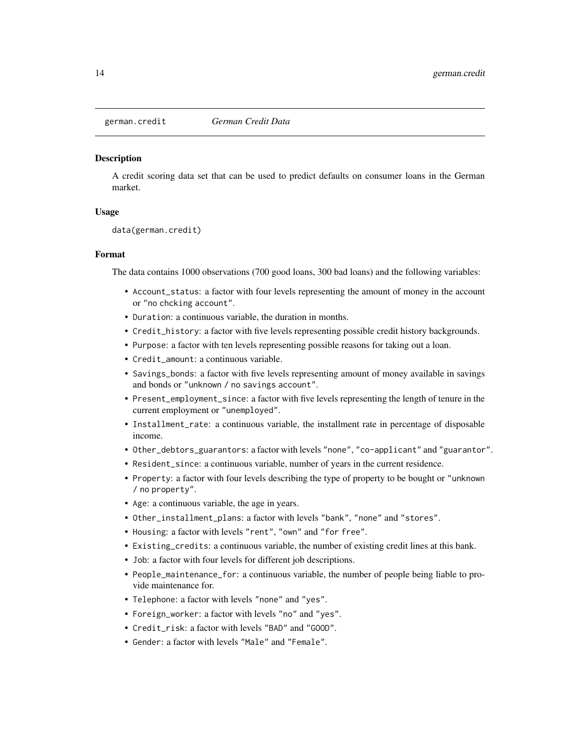## german.credit *German Credit Data*

### Description

A credit scoring data set that can be used to predict defaults on consumer loans in the German market.

### Usage

```
data(german.credit)
```

### Format

The data contains 1000 observations (700 good loans, 300 bad loans) and the following variables:

- `Account_status`: a factor with four levels representing the amount of money in the account or `"no chcking account"`.
- `Duration`: a continuous variable, the duration in months.
- `Credit_history`: a factor with five levels representing possible credit history backgrounds.
- `Purpose`: a factor with ten levels representing possible reasons for taking out a loan.
- `Credit_amount`: a continuous variable.
- `Savings_bonds`: a factor with five levels representing amount of money available in savings and bonds or `"unknown / no savings account"`.
- `Present_employment_since`: a factor with five levels representing the length of tenure in the current employment or `"unemployed"`.
- `Installment_rate`: a continuous variable, the installment rate in percentage of disposable income.
- `Other_debtors_guarantors`: a factor with levels `"none"`, `"co-applicant"` and `"guarantor"`.
- `Resident_since`: a continuous variable, number of years in the current residence.
- `Property`: a factor with four levels describing the type of property to be bought or `"unknown / no property"`.
- `Age`: a continuous variable, the age in years.
- `Other_installment_plans`: a factor with levels `"bank"`, `"none"` and `"stores"`.
- `Housing`: a factor with levels `"rent"`, `"own"` and `"for free"`.
- `Existing_credits`: a continuous variable, the number of existing credit lines at this bank.
- `Job`: a factor with four levels for different job descriptions.
- `People_maintenance_for`: a continuous variable, the number of people being liable to provide maintenance for.
- `Telephone`: a factor with levels `"none"` and `"yes"`.
- `Foreign_worker`: a factor with levels `"no"` and `"yes"`.
- `Credit_risk`: a factor with levels `"BAD"` and `"GOOD"`.
- `Gender`: a factor with levels `"Male"` and `"Female"`.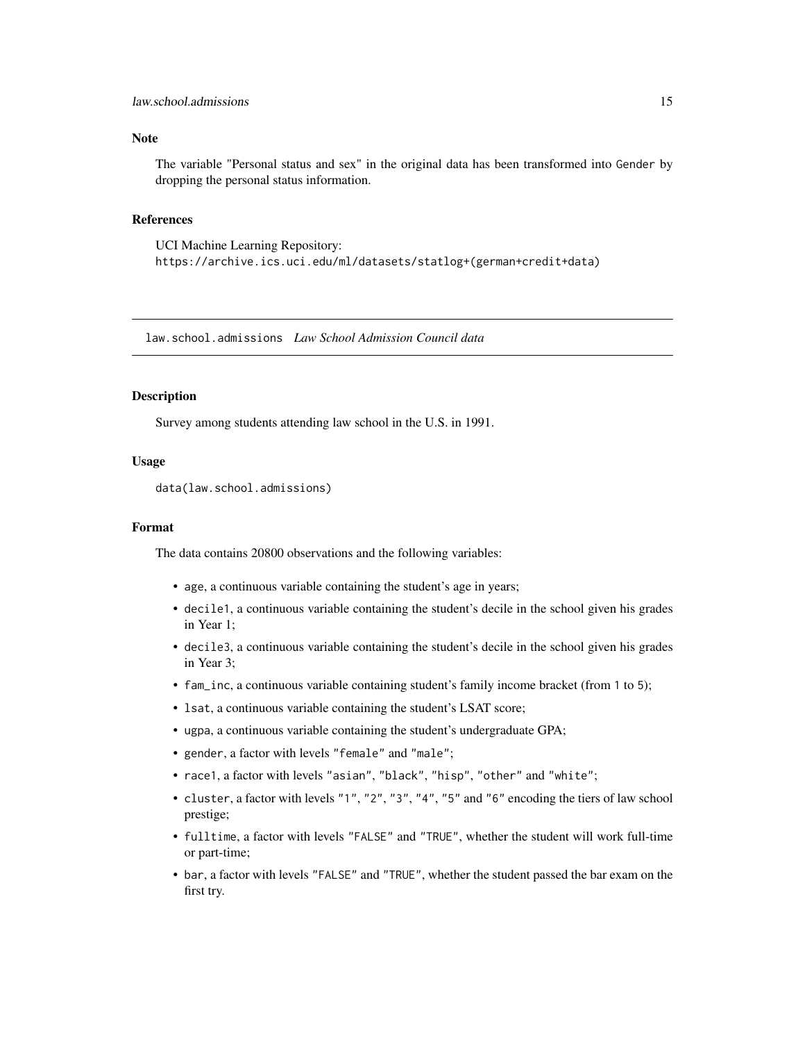## Note

The variable "Personal status and sex" in the original data has been transformed into Gender by dropping the personal status information.

## References

UCI Machine Learning Repository:
https://archive.ics.uci.edu/ml/datasets/statlog+(german+credit+data)

---

# law.school.admissions *Law School Admission Council data*

---

## Description

Survey among students attending law school in the U.S. in 1991.

## Usage

```
data(law.school.admissions)
```

## Format

The data contains 20800 observations and the following variables:

- age, a continuous variable containing the student's age in years;
- decile1, a continuous variable containing the student's decile in the school given his grades in Year 1;
- decile3, a continuous variable containing the student's decile in the school given his grades in Year 3;
- fam_inc, a continuous variable containing student's family income bracket (from 1 to 5);
- lsat, a continuous variable containing the student's LSAT score;
- ugpa, a continuous variable containing the student's undergraduate GPA;
- gender, a factor with levels "female" and "male";
- race1, a factor with levels "asian", "black", "hisp", "other" and "white";
- cluster, a factor with levels "1", "2", "3", "4", "5" and "6" encoding the tiers of law school prestige;
- fulltime, a factor with levels "FALSE" and "TRUE", whether the student will work full-time or part-time;
- bar, a factor with levels "FALSE" and "TRUE", whether the student passed the bar exam on the first try.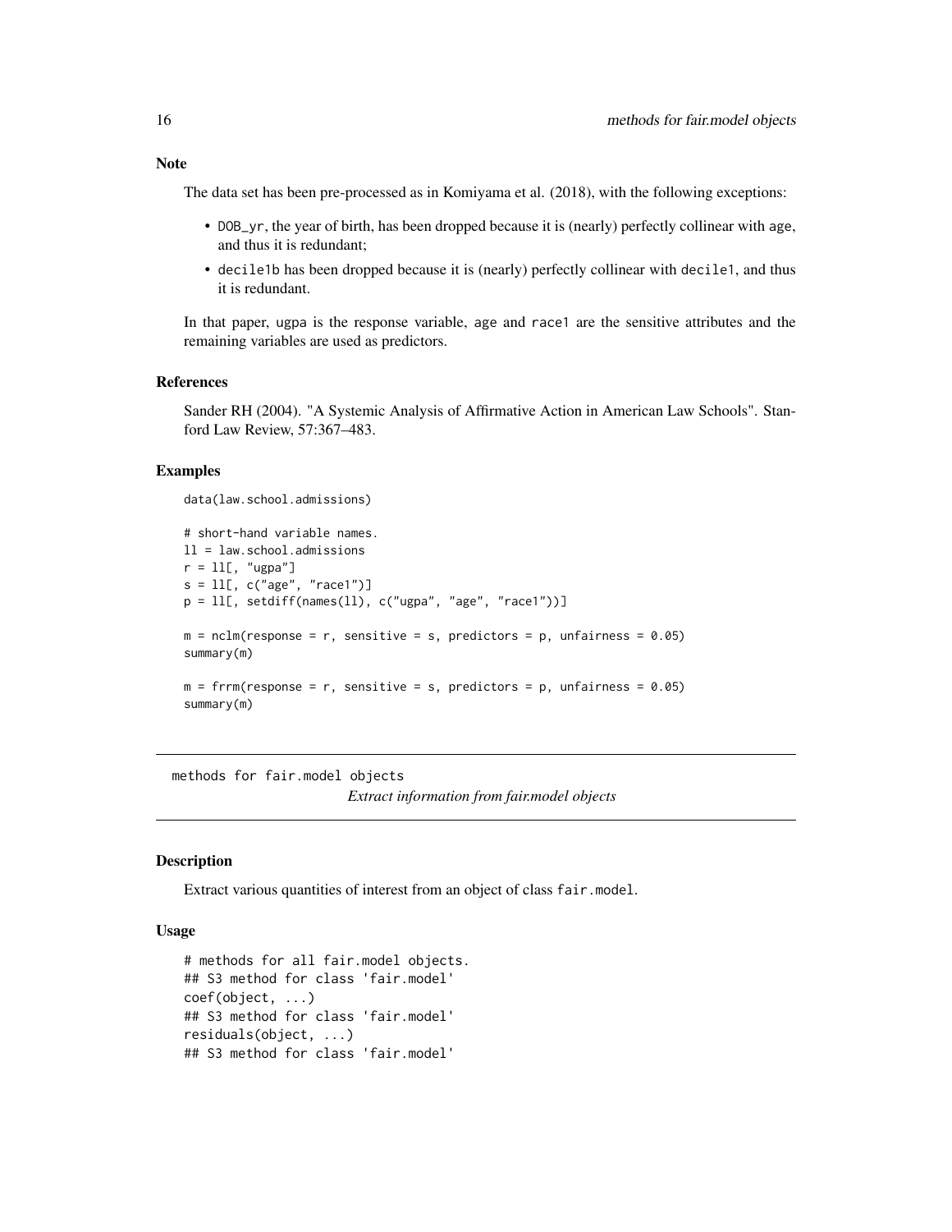### Note

The data set has been pre-processed as in Komiyama et al. (2018), with the following exceptions:

- DOB_yr, the year of birth, has been dropped because it is (nearly) perfectly collinear with age, and thus it is redundant;
- decile1b has been dropped because it is (nearly) perfectly collinear with decile1, and thus it is redundant.

In that paper, ugpa is the response variable, age and race1 are the sensitive attributes and the remaining variables are used as predictors.

### References

Sander RH (2004). "A Systemic Analysis of Affirmative Action in American Law Schools". Stanford Law Review, 57:367–483.

### Examples

```
data(law.school.admissions)

# short-hand variable names.
ll = law.school.admissions
r = ll[, "ugpa"]
s = ll[, c("age", "race1")]
p = ll[, setdiff(names(ll), c("ugpa", "age", "race1"))]

m = nclm(response = r, sensitive = s, predictors = p, unfairness = 0.05)
summary(m)

m = frrm(response = r, sensitive = s, predictors = p, unfairness = 0.05)
summary(m)
```

---

## methods for fair.model objects

*Extract information from fair.model objects*

---

### Description

Extract various quantities of interest from an object of class fair.model.

### Usage

```
# methods for all fair.model objects.
## S3 method for class 'fair.model'
coef(object, ...)
## S3 method for class 'fair.model'
residuals(object, ...)
## S3 method for class 'fair.model'
```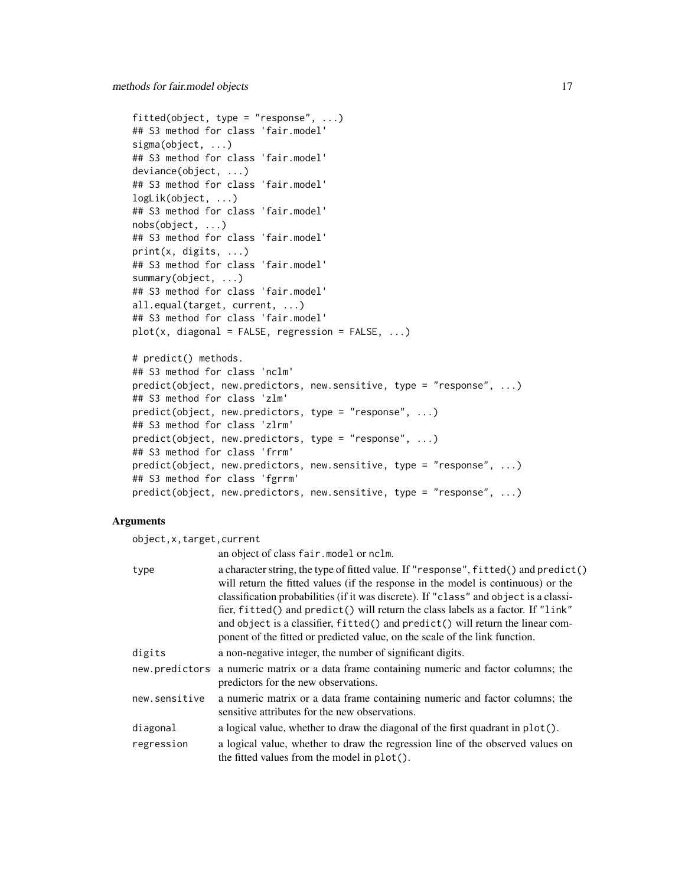```
fitted(object, type = "response", ...)
## S3 method for class 'fair.model'
sigma(object, ...)
## S3 method for class 'fair.model'
deviance(object, ...)
## S3 method for class 'fair.model'
logLik(object, ...)
## S3 method for class 'fair.model'
nobs(object, ...)
## S3 method for class 'fair.model'
print(x, digits, ...)
## S3 method for class 'fair.model'
summary(object, ...)
## S3 method for class 'fair.model'
all.equal(target, current, ...)
## S3 method for class 'fair.model'
plot(x, diagonal = FALSE, regression = FALSE, ...)

# predict() methods.
## S3 method for class 'nclm'
predict(object, new.predictors, new.sensitive, type = "response", ...)
## S3 method for class 'zlm'
predict(object, new.predictors, type = "response", ...)
## S3 method for class 'zlrm'
predict(object, new.predictors, type = "response", ...)
## S3 method for class 'frrm'
predict(object, new.predictors, new.sensitive, type = "response", ...)
## S3 method for class 'fgrrm'
predict(object, new.predictors, new.sensitive, type = "response", ...)
```

## Arguments

`object,x,target,current`
: an object of class `fair.model` or `nclm`.

`type`
: a character string, the type of fitted value. If `"response"`, `fitted()` and `predict()` will return the fitted values (if the response in the model is continuous) or the classification probabilities (if it was discrete). If `"class"` and `object` is a classifier, `fitted()` and `predict()` will return the class labels as a factor. If `"link"` and `object` is a classifier, `fitted()` and `predict()` will return the linear component of the fitted or predicted value, on the scale of the link function.

`digits`
: a non-negative integer, the number of significant digits.

`new.predictors`
: a numeric matrix or a data frame containing numeric and factor columns; the predictors for the new observations.

`new.sensitive`
: a numeric matrix or a data frame containing numeric and factor columns; the sensitive attributes for the new observations.

`diagonal`
: a logical value, whether to draw the diagonal of the first quadrant in `plot()`.

`regression`
: a logical value, whether to draw the regression line of the observed values on the fitted values from the model in `plot()`.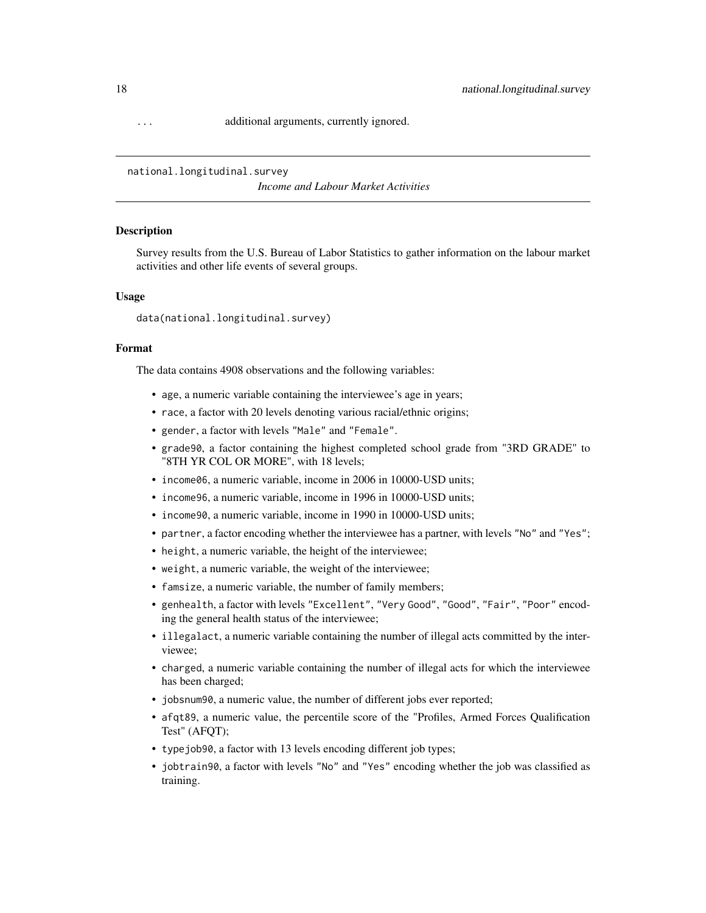... additional arguments, currently ignored.

---

## national.longitudinal.survey

*Income and Labour Market Activities*

### Description

Survey results from the U.S. Bureau of Labor Statistics to gather information on the labour market activities and other life events of several groups.

### Usage

```
data(national.longitudinal.survey)
```

### Format

The data contains 4908 observations and the following variables:

- `age`, a numeric variable containing the interviewee's age in years;
- `race`, a factor with 20 levels denoting various racial/ethnic origins;
- `gender`, a factor with levels `"Male"` and `"Female"`.
- `grade90`, a factor containing the highest completed school grade from "3RD GRADE" to "8TH YR COL OR MORE", with 18 levels;
- `income06`, a numeric variable, income in 2006 in 10000-USD units;
- `income96`, a numeric variable, income in 1996 in 10000-USD units;
- `income90`, a numeric variable, income in 1990 in 10000-USD units;
- `partner`, a factor encoding whether the interviewee has a partner, with levels `"No"` and `"Yes"`;
- `height`, a numeric variable, the height of the interviewee;
- `weight`, a numeric variable, the weight of the interviewee;
- `famsize`, a numeric variable, the number of family members;
- `genhealth`, a factor with levels `"Excellent"`, `"Very Good"`, `"Good"`, `"Fair"`, `"Poor"` encoding the general health status of the interviewee;
- `illegalact`, a numeric variable containing the number of illegal acts committed by the interviewee;
- `charged`, a numeric variable containing the number of illegal acts for which the interviewee has been charged;
- `jobsnum90`, a numeric value, the number of different jobs ever reported;
- `afqt89`, a numeric value, the percentile score of the "Profiles, Armed Forces Qualification Test" (AFQT);
- `typejob90`, a factor with 13 levels encoding different job types;
- `jobtrain90`, a factor with levels `"No"` and `"Yes"` encoding whether the job was classified as training.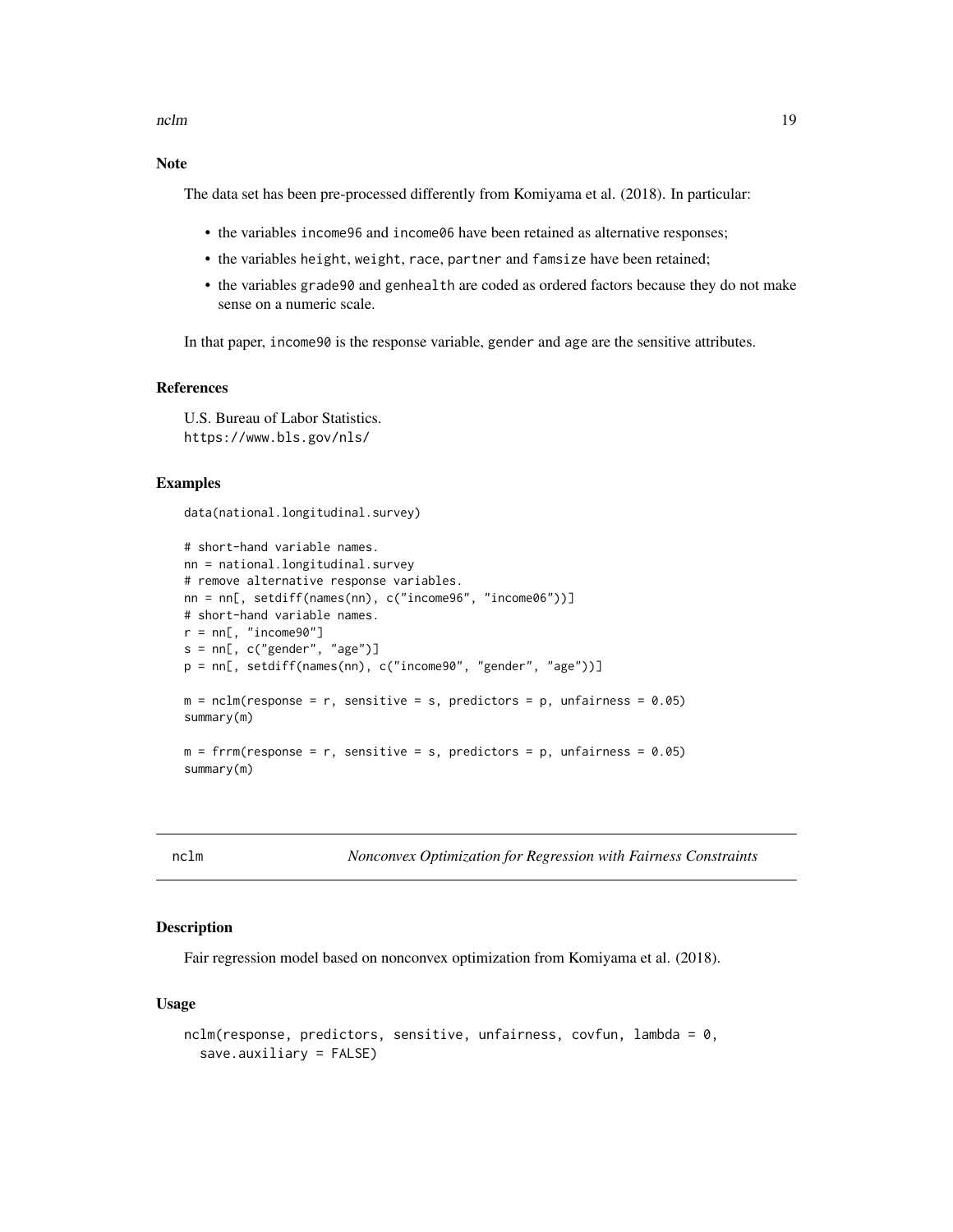### Note

The data set has been pre-processed differently from Komiyama et al. (2018). In particular:

- the variables `income96` and `income06` have been retained as alternative responses;
- the variables `height`, `weight`, `race`, `partner` and `famsize` have been retained;
- the variables `grade90` and `genhealth` are coded as ordered factors because they do not make sense on a numeric scale.

In that paper, `income90` is the response variable, `gender` and `age` are the sensitive attributes.

### References

U.S. Bureau of Labor Statistics.
https://www.bls.gov/nls/

### Examples

```
data(national.longitudinal.survey)

# short-hand variable names.
nn = national.longitudinal.survey
# remove alternative response variables.
nn = nn[, setdiff(names(nn), c("income96", "income06"))]
# short-hand variable names.
r = nn[, "income90"]
s = nn[, c("gender", "age")]
p = nn[, setdiff(names(nn), c("income90", "gender", "age"))]

m = nclm(response = r, sensitive = s, predictors = p, unfairness = 0.05)
summary(m)

m = frrm(response = r, sensitive = s, predictors = p, unfairness = 0.05)
summary(m)
```

---

## nclm — *Nonconvex Optimization for Regression with Fairness Constraints*

### Description

Fair regression model based on nonconvex optimization from Komiyama et al. (2018).

### Usage

```
nclm(response, predictors, sensitive, unfairness, covfun, lambda = 0,
  save.auxiliary = FALSE)
```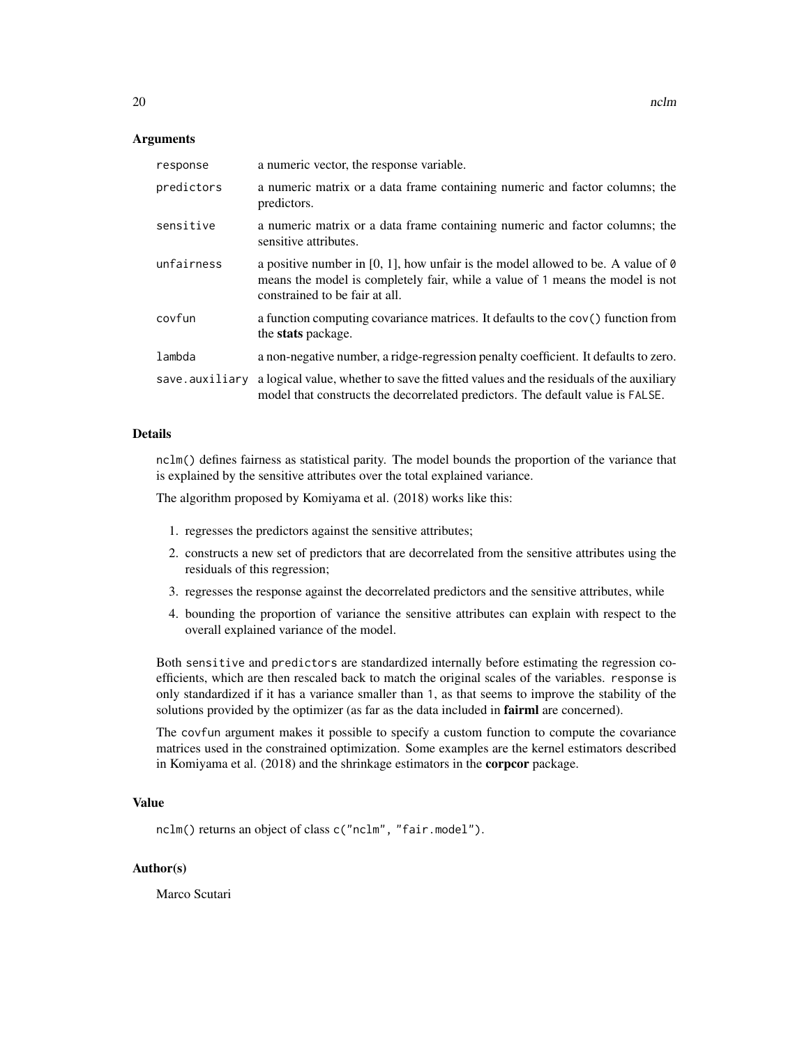## Arguments

| | |
|---|---|
| `response` | a numeric vector, the response variable. |
| `predictors` | a numeric matrix or a data frame containing numeric and factor columns; the predictors. |
| `sensitive` | a numeric matrix or a data frame containing numeric and factor columns; the sensitive attributes. |
| `unfairness` | a positive number in [0, 1], how unfair is the model allowed to be. A value of `0` means the model is completely fair, while a value of `1` means the model is not constrained to be fair at all. |
| `covfun` | a function computing covariance matrices. It defaults to the `cov()` function from the **stats** package. |
| `lambda` | a non-negative number, a ridge-regression penalty coefficient. It defaults to zero. |
| `save.auxiliary` | a logical value, whether to save the fitted values and the residuals of the auxiliary model that constructs the decorrelated predictors. The default value is `FALSE`. |

## Details

`nclm()` defines fairness as statistical parity. The model bounds the proportion of the variance that is explained by the sensitive attributes over the total explained variance.

The algorithm proposed by Komiyama et al. (2018) works like this:

1. regresses the predictors against the sensitive attributes;
2. constructs a new set of predictors that are decorrelated from the sensitive attributes using the residuals of this regression;
3. regresses the response against the decorrelated predictors and the sensitive attributes, while
4. bounding the proportion of variance the sensitive attributes can explain with respect to the overall explained variance of the model.

Both `sensitive` and `predictors` are standardized internally before estimating the regression coefficients, which are then rescaled back to match the original scales of the variables. `response` is only standardized if it has a variance smaller than `1`, as that seems to improve the stability of the solutions provided by the optimizer (as far as the data included in **fairml** are concerned).

The `covfun` argument makes it possible to specify a custom function to compute the covariance matrices used in the constrained optimization. Some examples are the kernel estimators described in Komiyama et al. (2018) and the shrinkage estimators in the **corpcor** package.

## Value

`nclm()` returns an object of class `c("nclm", "fair.model")`.

## Author(s)

Marco Scutari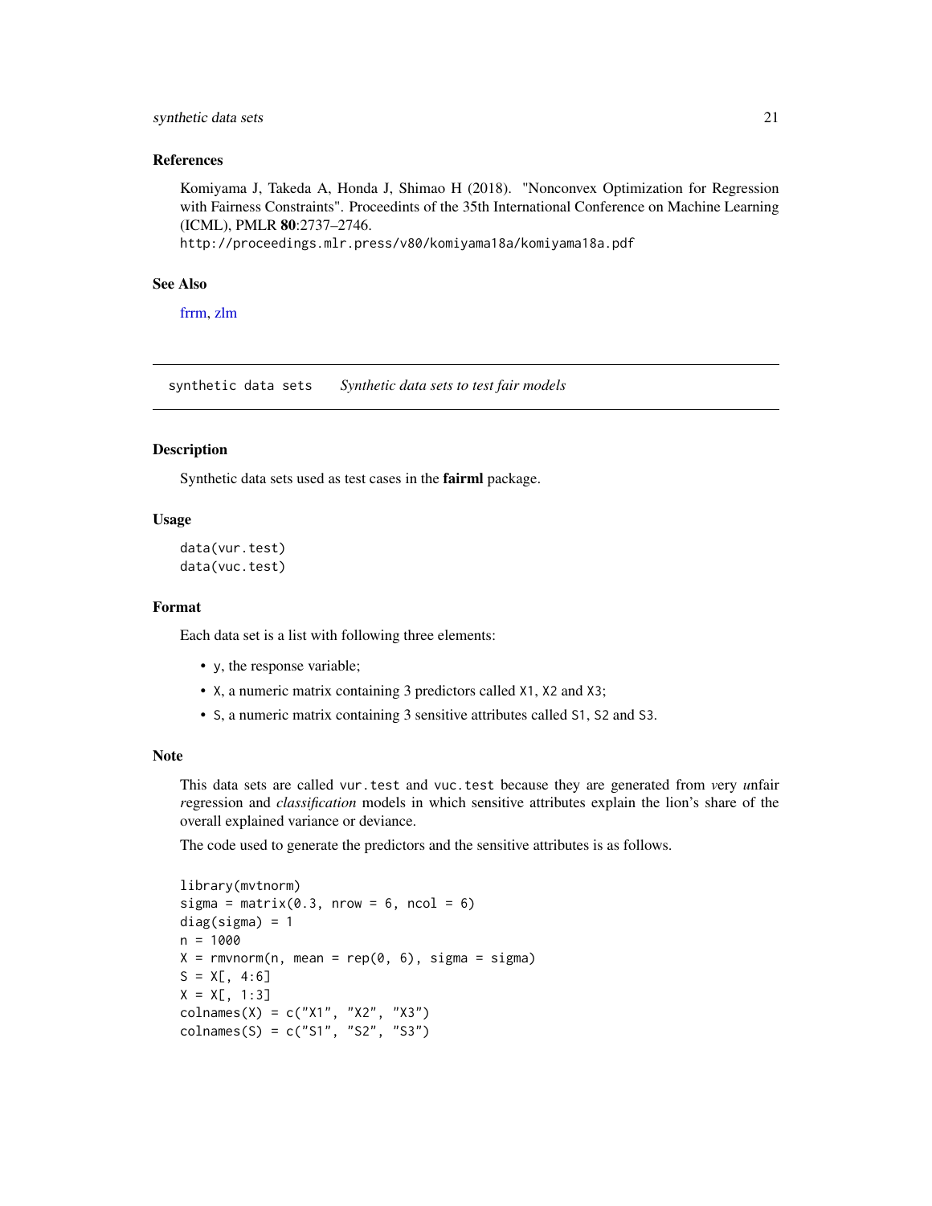### References

Komiyama J, Takeda A, Honda J, Shimao H (2018). "Nonconvex Optimization for Regression with Fairness Constraints". Proceedints of the 35th International Conference on Machine Learning (ICML), PMLR **80**:2737–2746.
http://proceedings.mlr.press/v80/komiyama18a/komiyama18a.pdf

### See Also

frrm, zlm

---

## synthetic data sets — *Synthetic data sets to test fair models*

### Description

Synthetic data sets used as test cases in the **fairml** package.

### Usage

```
data(vur.test)
data(vuc.test)
```

### Format

Each data set is a list with following three elements:

- y, the response variable;
- X, a numeric matrix containing 3 predictors called X1, X2 and X3;
- S, a numeric matrix containing 3 sensitive attributes called S1, S2 and S3.

### Note

This data sets are called vur.test and vuc.test because they are generated from *v*ery *u*nfair *r*egression and *classification* models in which sensitive attributes explain the lion's share of the overall explained variance or deviance.

The code used to generate the predictors and the sensitive attributes is as follows.

```
library(mvtnorm)
sigma = matrix(0.3, nrow = 6, ncol = 6)
diag(sigma) = 1
n = 1000
X = rmvnorm(n, mean = rep(0, 6), sigma = sigma)
S = X[, 4:6]
X = X[, 1:3]
colnames(X) = c("X1", "X2", "X3")
colnames(S) = c("S1", "S2", "S3")
```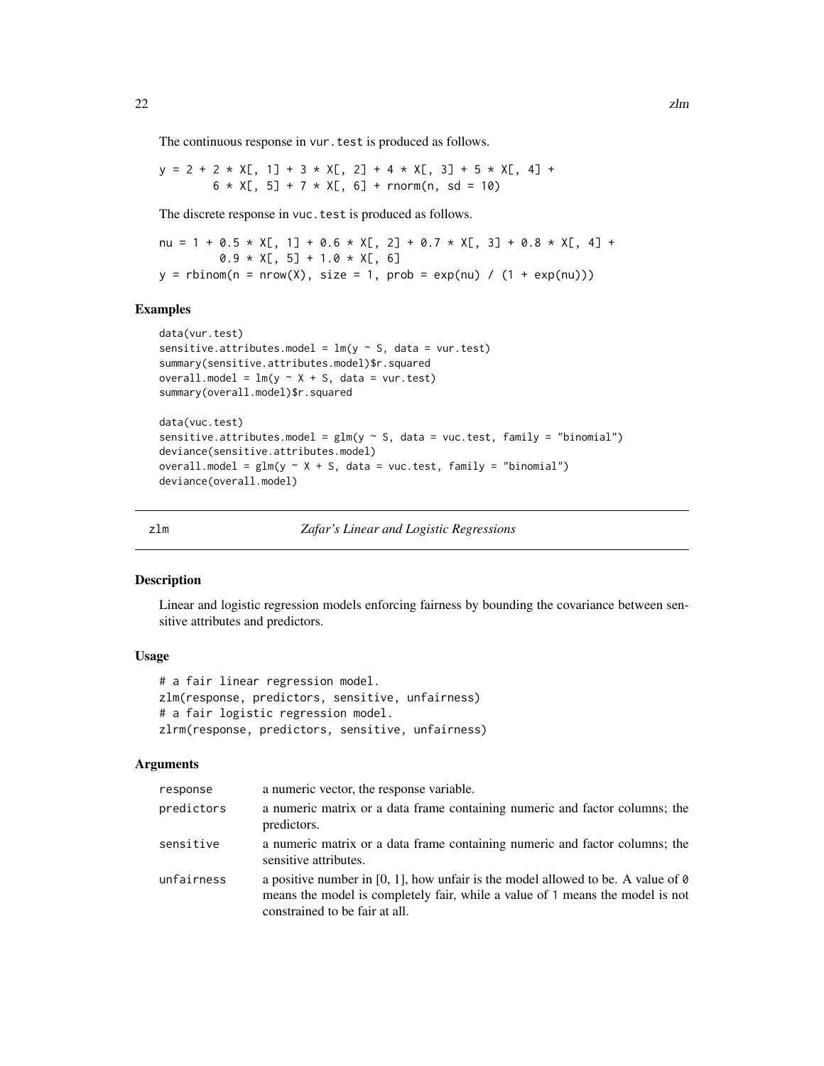The continuous response in `vur.test` is produced as follows.

```
y = 2 + 2 * X[, 1] + 3 * X[, 2] + 4 * X[, 3] + 5 * X[, 4] +
        6 * X[, 5] + 7 * X[, 6] + rnorm(n, sd = 10)
```

The discrete response in `vuc.test` is produced as follows.

```
nu = 1 + 0.5 * X[, 1] + 0.6 * X[, 2] + 0.7 * X[, 3] + 0.8 * X[, 4] +
         0.9 * X[, 5] + 1.0 * X[, 6]
y = rbinom(n = nrow(X), size = 1, prob = exp(nu) / (1 + exp(nu)))
```

### Examples

```
data(vur.test)
sensitive.attributes.model = lm(y ~ S, data = vur.test)
summary(sensitive.attributes.model)$r.squared
overall.model = lm(y ~ X + S, data = vur.test)
summary(overall.model)$r.squared

data(vuc.test)
sensitive.attributes.model = glm(y ~ S, data = vuc.test, family = "binomial")
deviance(sensitive.attributes.model)
overall.model = glm(y ~ X + S, data = vuc.test, family = "binomial")
deviance(overall.model)
```

---

## zlm — *Zafar's Linear and Logistic Regressions*

### Description

Linear and logistic regression models enforcing fairness by bounding the covariance between sensitive attributes and predictors.

### Usage

```
# a fair linear regression model.
zlm(response, predictors, sensitive, unfairness)
# a fair logistic regression model.
zlrm(response, predictors, sensitive, unfairness)
```

### Arguments

| | |
|---|---|
| `response` | a numeric vector, the response variable. |
| `predictors` | a numeric matrix or a data frame containing numeric and factor columns; the predictors. |
| `sensitive` | a numeric matrix or a data frame containing numeric and factor columns; the sensitive attributes. |
| `unfairness` | a positive number in [0, 1], how unfair is the model allowed to be. A value of `0` means the model is completely fair, while a value of `1` means the model is not constrained to be fair at all. |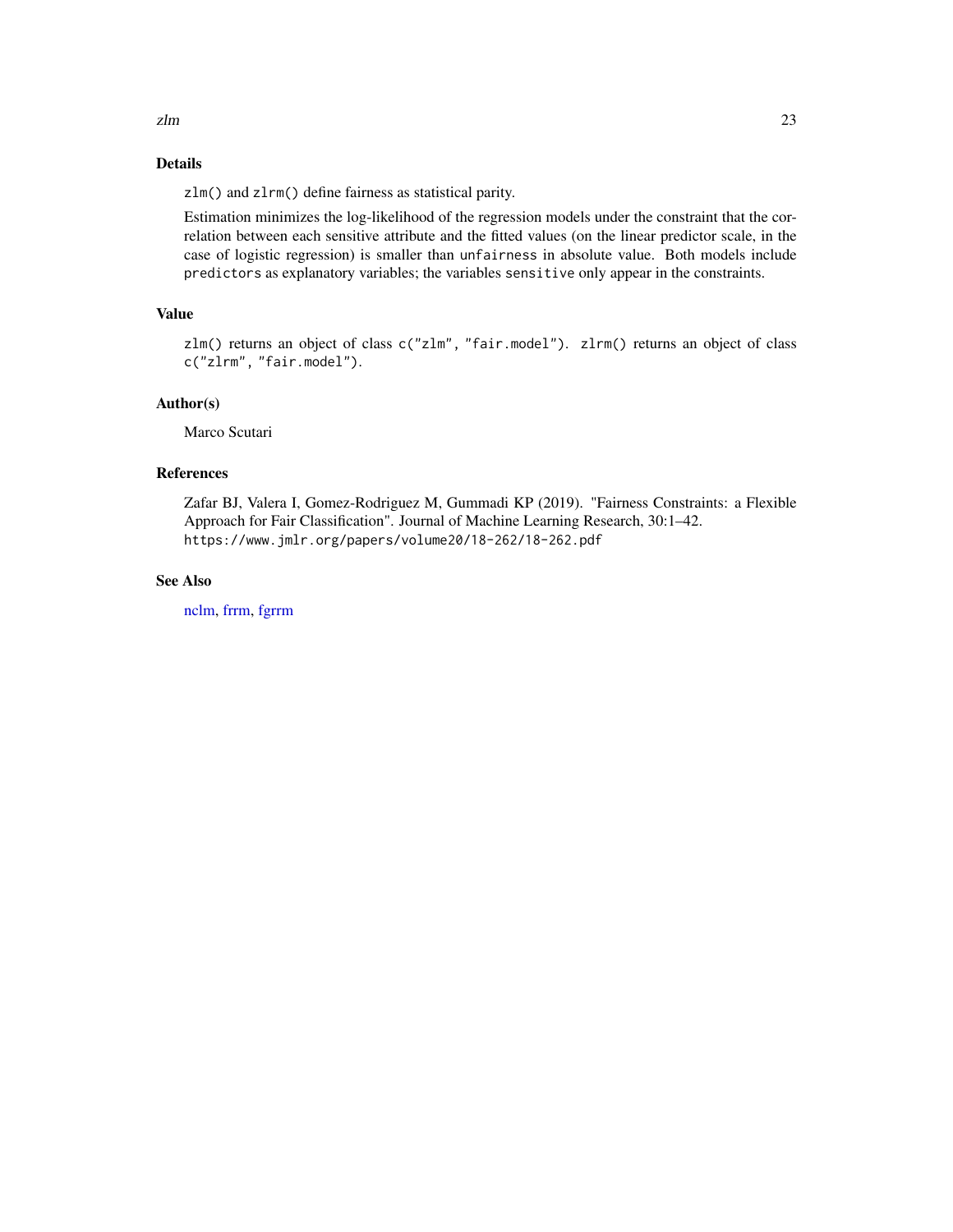## Details

`zlm()` and `zlrm()` define fairness as statistical parity.

Estimation minimizes the log-likelihood of the regression models under the constraint that the correlation between each sensitive attribute and the fitted values (on the linear predictor scale, in the case of logistic regression) is smaller than `unfairness` in absolute value. Both models include `predictors` as explanatory variables; the variables `sensitive` only appear in the constraints.

## Value

`zlm()` returns an object of class `c("zlm", "fair.model")`. `zlrm()` returns an object of class `c("zlrm", "fair.model")`.

## Author(s)

Marco Scutari

## References

Zafar BJ, Valera I, Gomez-Rodriguez M, Gummadi KP (2019). "Fairness Constraints: a Flexible Approach for Fair Classification". Journal of Machine Learning Research, 30:1–42.
`https://www.jmlr.org/papers/volume20/18-262/18-262.pdf`

## See Also

nclm, frrm, fgrrm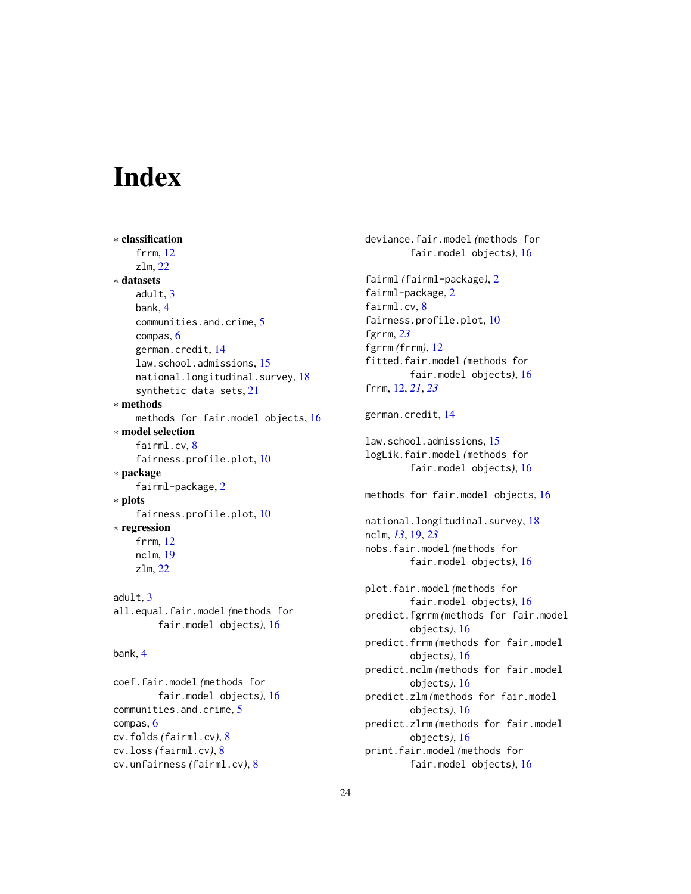# Index

∗ **classification**
  frrm, 12
  zlm, 22
∗ **datasets**
  adult, 3
  bank, 4
  communities.and.crime, 5
  compas, 6
  german.credit, 14
  law.school.admissions, 15
  national.longitudinal.survey, 18
  synthetic data sets, 21
∗ **methods**
  methods for fair.model objects, 16
∗ **model selection**
  fairml.cv, 8
  fairness.profile.plot, 10
∗ **package**
  fairml-package, 2
∗ **plots**
  fairness.profile.plot, 10
∗ **regression**
  frrm, 12
  nclm, 19
  zlm, 22

adult, 3
all.equal.fair.model *(*methods for fair.model objects*)*, 16

bank, 4

coef.fair.model *(*methods for fair.model objects*)*, 16
communities.and.crime, 5
compas, 6
cv.folds *(*fairml.cv*)*, 8
cv.loss *(*fairml.cv*)*, 8
cv.unfairness *(*fairml.cv*)*, 8

deviance.fair.model *(*methods for fair.model objects*)*, 16

fairml *(*fairml-package*)*, 2
fairml-package, 2
fairml.cv, 8
fairness.profile.plot, 10
fgrrm, *23*
fgrrm *(*frrm*)*, 12
fitted.fair.model *(*methods for fair.model objects*)*, 16
frrm, 12, *21*, *23*

german.credit, 14

law.school.admissions, 15
logLik.fair.model *(*methods for fair.model objects*)*, 16

methods for fair.model objects, 16

national.longitudinal.survey, 18
nclm, *13*, 19, *23*
nobs.fair.model *(*methods for fair.model objects*)*, 16

plot.fair.model *(*methods for fair.model objects*)*, 16
predict.fgrrm *(*methods for fair.model objects*)*, 16
predict.frrm *(*methods for fair.model objects*)*, 16
predict.nclm *(*methods for fair.model objects*)*, 16
predict.zlm *(*methods for fair.model objects*)*, 16
predict.zlrm *(*methods for fair.model objects*)*, 16
print.fair.model *(*methods for fair.model objects*)*, 16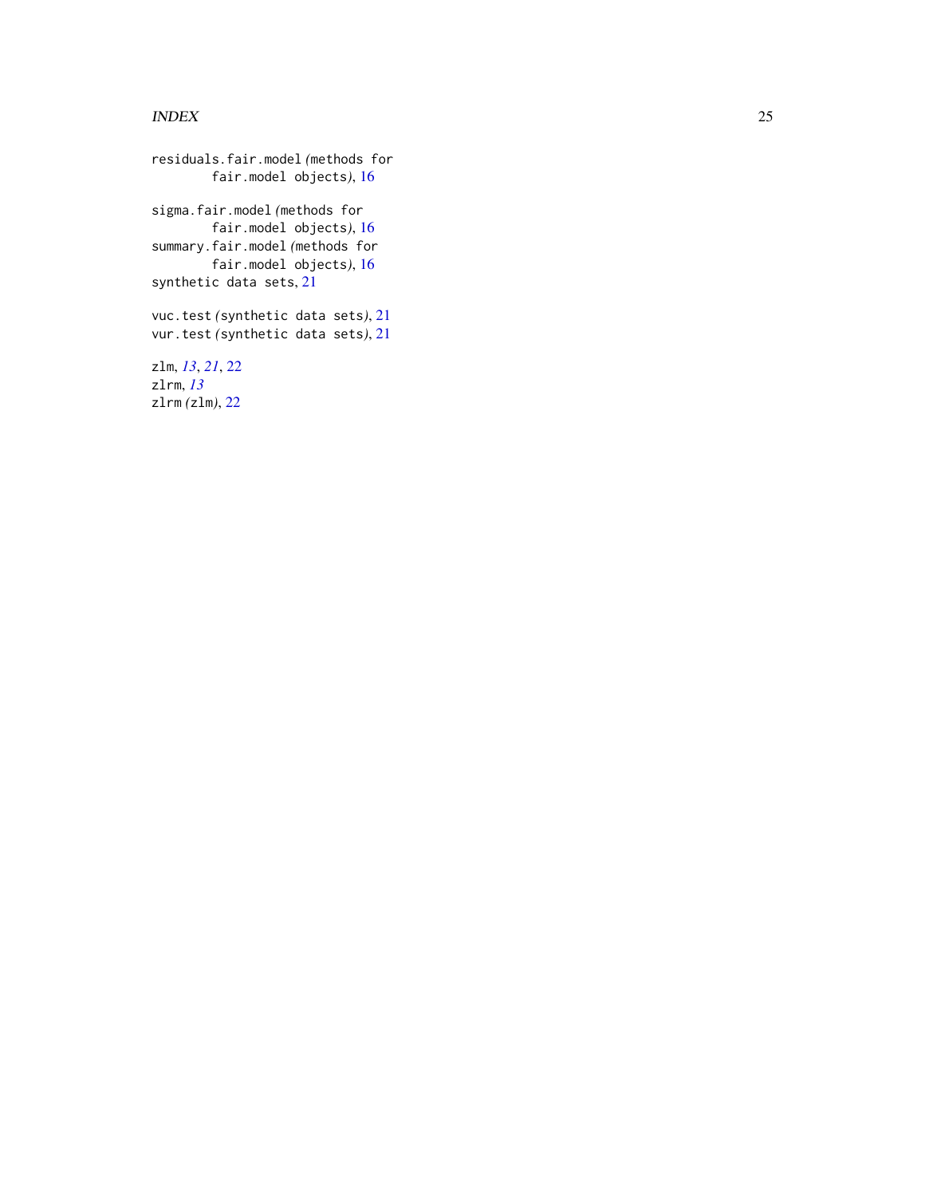residuals.fair.model *(methods for fair.model objects)*, 16

sigma.fair.model *(methods for fair.model objects)*, 16
summary.fair.model *(methods for fair.model objects)*, 16
synthetic data sets, 21

vuc.test *(synthetic data sets)*, 21
vur.test *(synthetic data sets)*, 21

zlm, *13*, *21*, 22
zlrm, *13*
zlrm *(zlm)*, 22